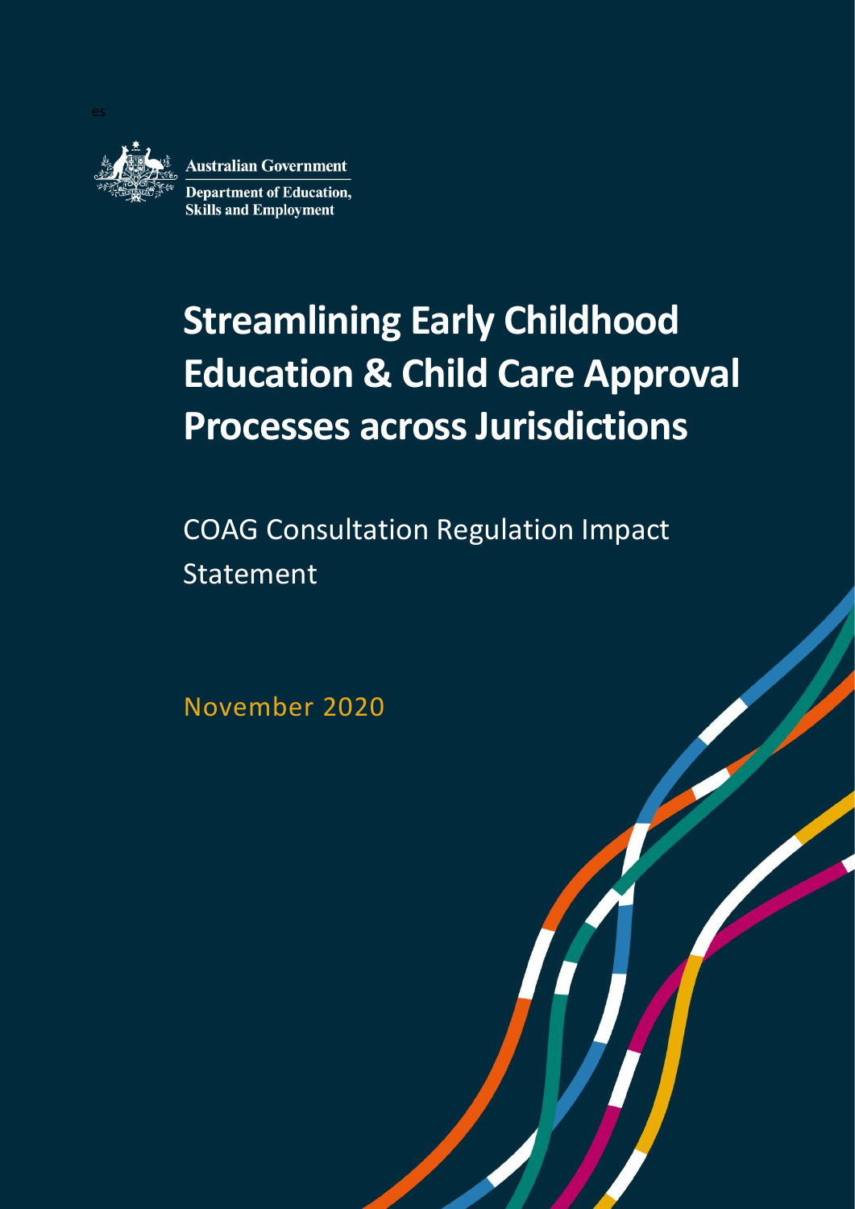es

Australian Government

Department of Education, Skills and Employment

# Streamlining Early Childhood Education & Child Care Approval Processes across Jurisdictions

COAG Consultation Regulation Impact Statement

November 2020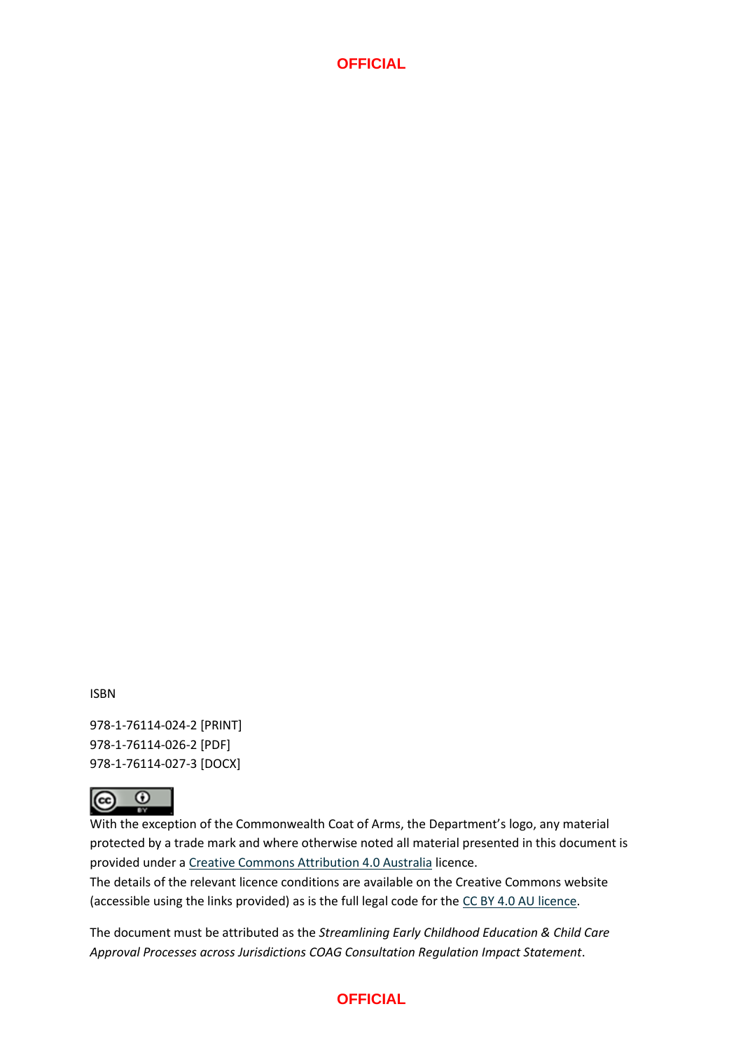ISBN

978-1-76114-024-2 [PRINT]
978-1-76114-026-2 [PDF]
978-1-76114-027-3 [DOCX]

With the exception of the Commonwealth Coat of Arms, the Department's logo, any material protected by a trade mark and where otherwise noted all material presented in this document is provided under a Creative Commons Attribution 4.0 Australia licence.
The details of the relevant licence conditions are available on the Creative Commons website (accessible using the links provided) as is the full legal code for the CC BY 4.0 AU licence.

The document must be attributed as the *Streamlining Early Childhood Education & Child Care Approval Processes across Jurisdictions COAG Consultation Regulation Impact Statement*.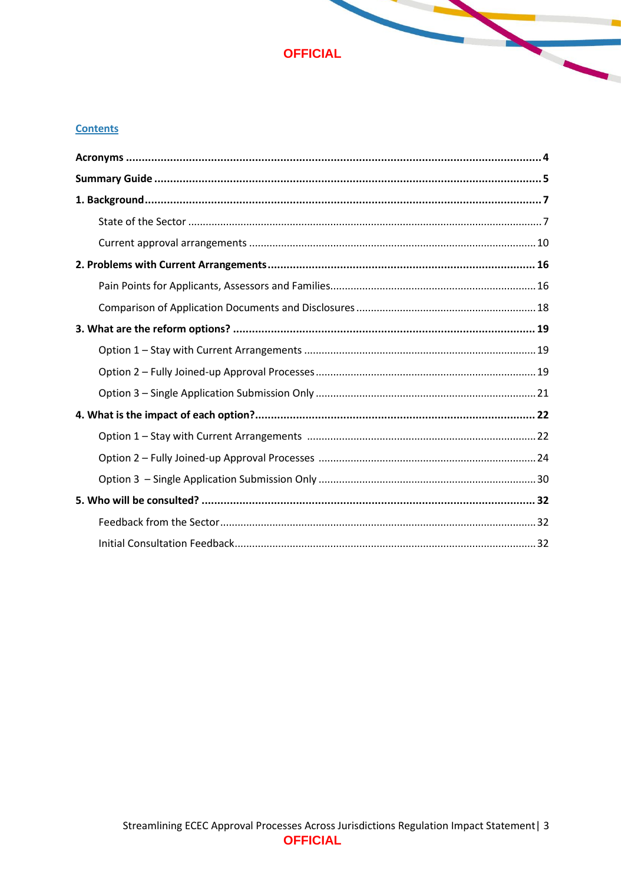## Contents

**Acronyms** .......... **4**

**Summary Guide** .......... **5**

**1. Background** .......... **7**

- State of the Sector .......... 7
- Current approval arrangements .......... 10

**2. Problems with Current Arrangements** .......... **16**

- Pain Points for Applicants, Assessors and Families .......... 16
- Comparison of Application Documents and Disclosures .......... 18

**3. What are the reform options?** .......... **19**

- Option 1 – Stay with Current Arrangements .......... 19
- Option 2 – Fully Joined-up Approval Processes .......... 19
- Option 3 – Single Application Submission Only .......... 21

**4. What is the impact of each option?** .......... **22**

- Option 1 – Stay with Current Arrangements .......... 22
- Option 2 – Fully Joined-up Approval Processes .......... 24
- Option 3 – Single Application Submission Only .......... 30

**5. Who will be consulted?** .......... **32**

- Feedback from the Sector .......... 32
- Initial Consultation Feedback .......... 32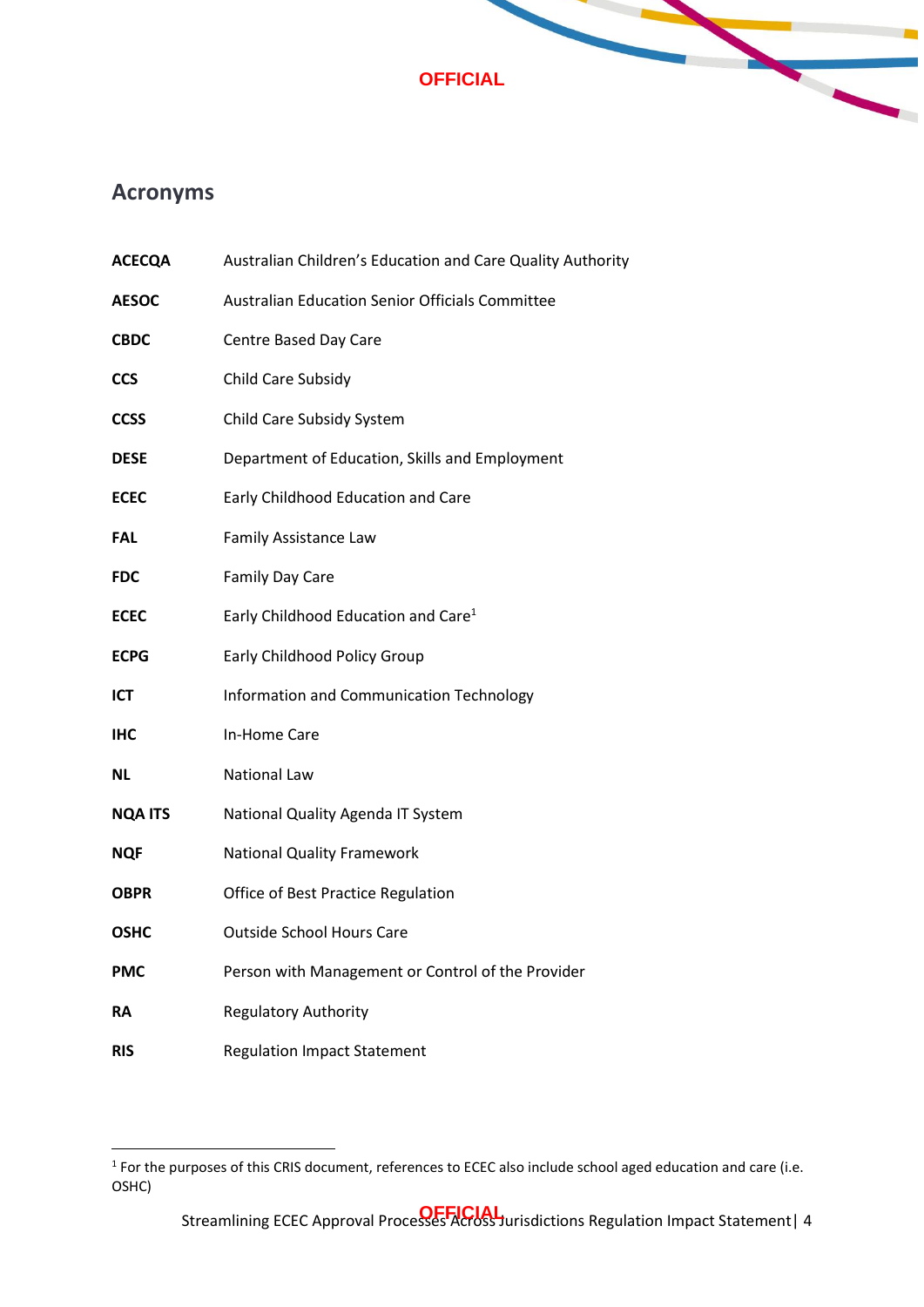## Acronyms

| | |
|---|---|
| **ACECQA** | Australian Children's Education and Care Quality Authority |
| **AESOC** | Australian Education Senior Officials Committee |
| **CBDC** | Centre Based Day Care |
| **CCS** | Child Care Subsidy |
| **CCSS** | Child Care Subsidy System |
| **DESE** | Department of Education, Skills and Employment |
| **ECEC** | Early Childhood Education and Care |
| **FAL** | Family Assistance Law |
| **FDC** | Family Day Care |
| **ECEC** | Early Childhood Education and Care[1] |
| **ECPG** | Early Childhood Policy Group |
| **ICT** | Information and Communication Technology |
| **IHC** | In-Home Care |
| **NL** | National Law |
| **NQA ITS** | National Quality Agenda IT System |
| **NQF** | National Quality Framework |
| **OBPR** | Office of Best Practice Regulation |
| **OSHC** | Outside School Hours Care |
| **PMC** | Person with Management or Control of the Provider |
| **RA** | Regulatory Authority |
| **RIS** | Regulation Impact Statement |

[1] For the purposes of this CRIS document, references to ECEC also include school aged education and care (i.e. OSHC)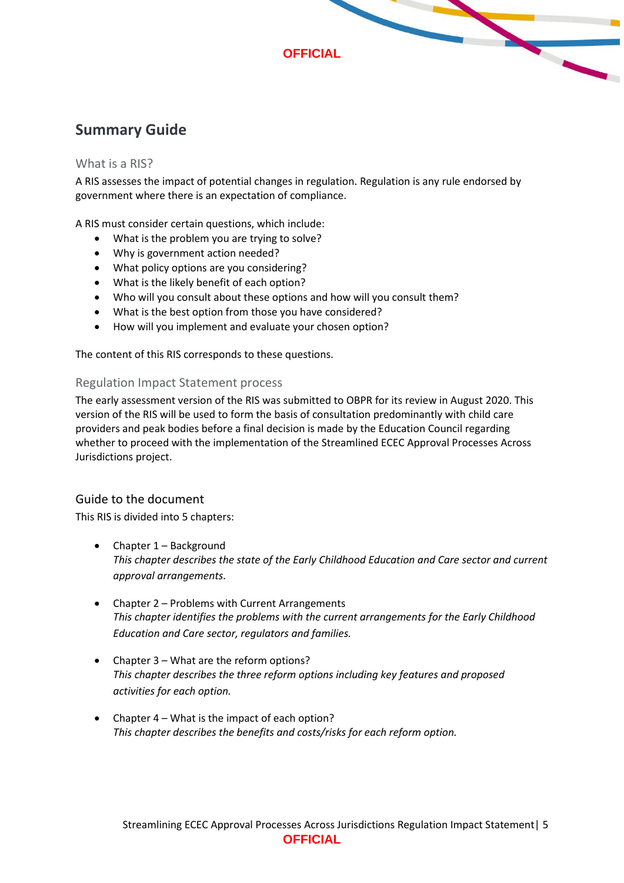## Summary Guide

### What is a RIS?

A RIS assesses the impact of potential changes in regulation. Regulation is any rule endorsed by government where there is an expectation of compliance.

A RIS must consider certain questions, which include:

- What is the problem you are trying to solve?
- Why is government action needed?
- What policy options are you considering?
- What is the likely benefit of each option?
- Who will you consult about these options and how will you consult them?
- What is the best option from those you have considered?
- How will you implement and evaluate your chosen option?

The content of this RIS corresponds to these questions.

### Regulation Impact Statement process

The early assessment version of the RIS was submitted to OBPR for its review in August 2020. This version of the RIS will be used to form the basis of consultation predominantly with child care providers and peak bodies before a final decision is made by the Education Council regarding whether to proceed with the implementation of the Streamlined ECEC Approval Processes Across Jurisdictions project.

### Guide to the document

This RIS is divided into 5 chapters:

- Chapter 1 – Background
  *This chapter describes the state of the Early Childhood Education and Care sector and current approval arrangements.*

- Chapter 2 – Problems with Current Arrangements
  *This chapter identifies the problems with the current arrangements for the Early Childhood Education and Care sector, regulators and families.*

- Chapter 3 – What are the reform options?
  *This chapter describes the three reform options including key features and proposed activities for each option.*

- Chapter 4 – What is the impact of each option?
  *This chapter describes the benefits and costs/risks for each reform option.*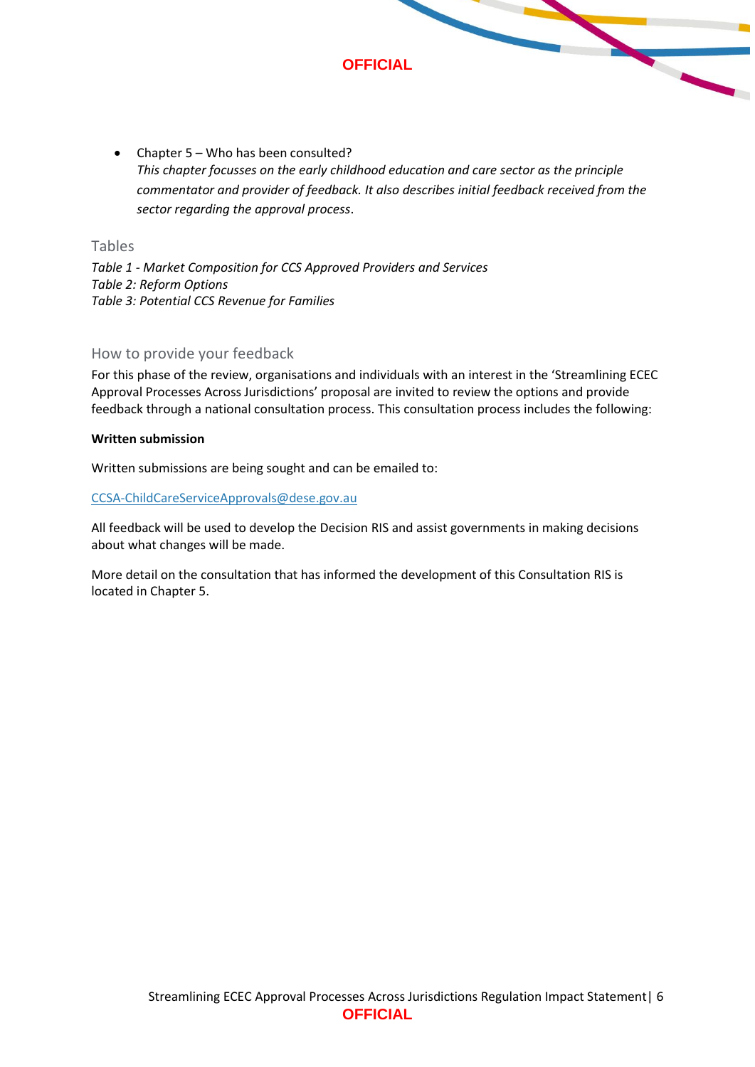- Chapter 5 – Who has been consulted?
  *This chapter focusses on the early childhood education and care sector as the principle commentator and provider of feedback. It also describes initial feedback received from the sector regarding the approval process*.

## Tables

*Table 1 - Market Composition for CCS Approved Providers and Services*
*Table 2: Reform Options*
*Table 3: Potential CCS Revenue for Families*

## How to provide your feedback

For this phase of the review, organisations and individuals with an interest in the 'Streamlining ECEC Approval Processes Across Jurisdictions' proposal are invited to review the options and provide feedback through a national consultation process. This consultation process includes the following:

**Written submission**

Written submissions are being sought and can be emailed to:

CCSA-ChildCareServiceApprovals@dese.gov.au

All feedback will be used to develop the Decision RIS and assist governments in making decisions about what changes will be made.

More detail on the consultation that has informed the development of this Consultation RIS is located in Chapter 5.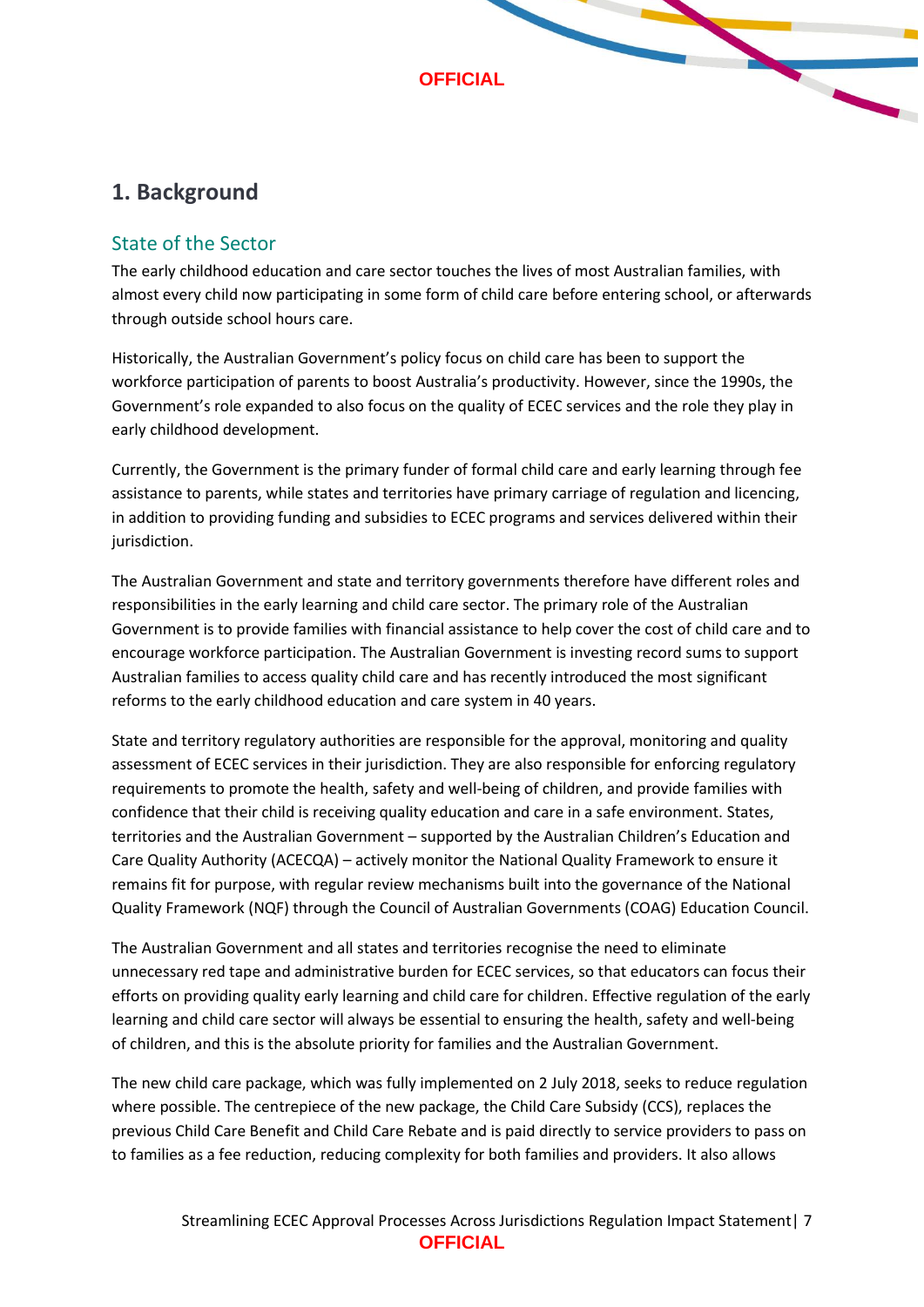# 1. Background

## State of the Sector

The early childhood education and care sector touches the lives of most Australian families, with almost every child now participating in some form of child care before entering school, or afterwards through outside school hours care.

Historically, the Australian Government's policy focus on child care has been to support the workforce participation of parents to boost Australia's productivity. However, since the 1990s, the Government's role expanded to also focus on the quality of ECEC services and the role they play in early childhood development.

Currently, the Government is the primary funder of formal child care and early learning through fee assistance to parents, while states and territories have primary carriage of regulation and licencing, in addition to providing funding and subsidies to ECEC programs and services delivered within their jurisdiction.

The Australian Government and state and territory governments therefore have different roles and responsibilities in the early learning and child care sector. The primary role of the Australian Government is to provide families with financial assistance to help cover the cost of child care and to encourage workforce participation. The Australian Government is investing record sums to support Australian families to access quality child care and has recently introduced the most significant reforms to the early childhood education and care system in 40 years.

State and territory regulatory authorities are responsible for the approval, monitoring and quality assessment of ECEC services in their jurisdiction. They are also responsible for enforcing regulatory requirements to promote the health, safety and well-being of children, and provide families with confidence that their child is receiving quality education and care in a safe environment. States, territories and the Australian Government – supported by the Australian Children's Education and Care Quality Authority (ACECQA) – actively monitor the National Quality Framework to ensure it remains fit for purpose, with regular review mechanisms built into the governance of the National Quality Framework (NQF) through the Council of Australian Governments (COAG) Education Council.

The Australian Government and all states and territories recognise the need to eliminate unnecessary red tape and administrative burden for ECEC services, so that educators can focus their efforts on providing quality early learning and child care for children. Effective regulation of the early learning and child care sector will always be essential to ensuring the health, safety and well-being of children, and this is the absolute priority for families and the Australian Government.

The new child care package, which was fully implemented on 2 July 2018, seeks to reduce regulation where possible. The centrepiece of the new package, the Child Care Subsidy (CCS), replaces the previous Child Care Benefit and Child Care Rebate and is paid directly to service providers to pass on to families as a fee reduction, reducing complexity for both families and providers. It also allows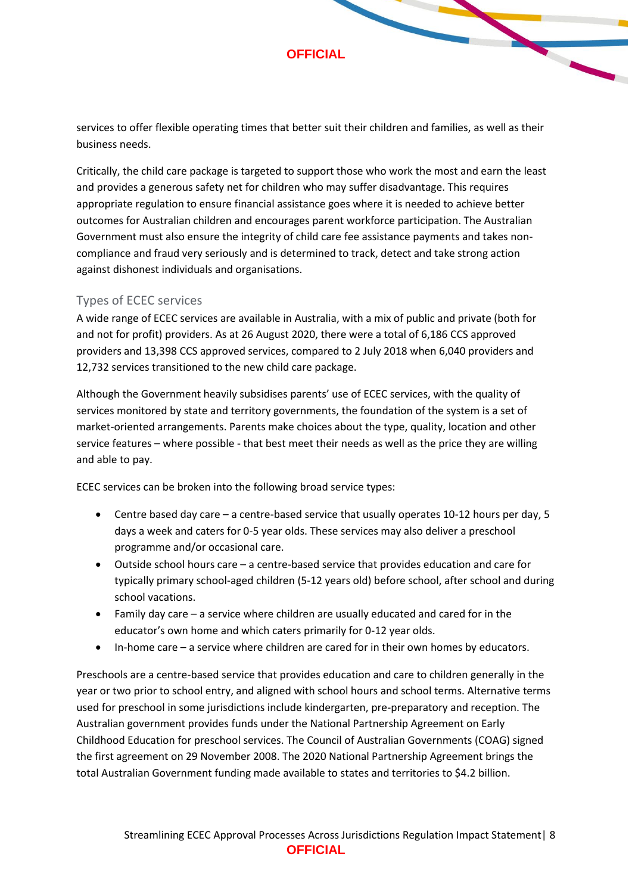services to offer flexible operating times that better suit their children and families, as well as their business needs.

Critically, the child care package is targeted to support those who work the most and earn the least and provides a generous safety net for children who may suffer disadvantage. This requires appropriate regulation to ensure financial assistance goes where it is needed to achieve better outcomes for Australian children and encourages parent workforce participation. The Australian Government must also ensure the integrity of child care fee assistance payments and takes non-compliance and fraud very seriously and is determined to track, detect and take strong action against dishonest individuals and organisations.

### Types of ECEC services

A wide range of ECEC services are available in Australia, with a mix of public and private (both for and not for profit) providers. As at 26 August 2020, there were a total of 6,186 CCS approved providers and 13,398 CCS approved services, compared to 2 July 2018 when 6,040 providers and 12,732 services transitioned to the new child care package.

Although the Government heavily subsidises parents' use of ECEC services, with the quality of services monitored by state and territory governments, the foundation of the system is a set of market-oriented arrangements. Parents make choices about the type, quality, location and other service features – where possible - that best meet their needs as well as the price they are willing and able to pay.

ECEC services can be broken into the following broad service types:

- Centre based day care – a centre-based service that usually operates 10-12 hours per day, 5 days a week and caters for 0-5 year olds. These services may also deliver a preschool programme and/or occasional care.
- Outside school hours care – a centre-based service that provides education and care for typically primary school-aged children (5-12 years old) before school, after school and during school vacations.
- Family day care – a service where children are usually educated and cared for in the educator's own home and which caters primarily for 0-12 year olds.
- In-home care – a service where children are cared for in their own homes by educators.

Preschools are a centre-based service that provides education and care to children generally in the year or two prior to school entry, and aligned with school hours and school terms. Alternative terms used for preschool in some jurisdictions include kindergarten, pre-preparatory and reception. The Australian government provides funds under the National Partnership Agreement on Early Childhood Education for preschool services. The Council of Australian Governments (COAG) signed the first agreement on 29 November 2008. The 2020 National Partnership Agreement brings the total Australian Government funding made available to states and territories to $4.2 billion.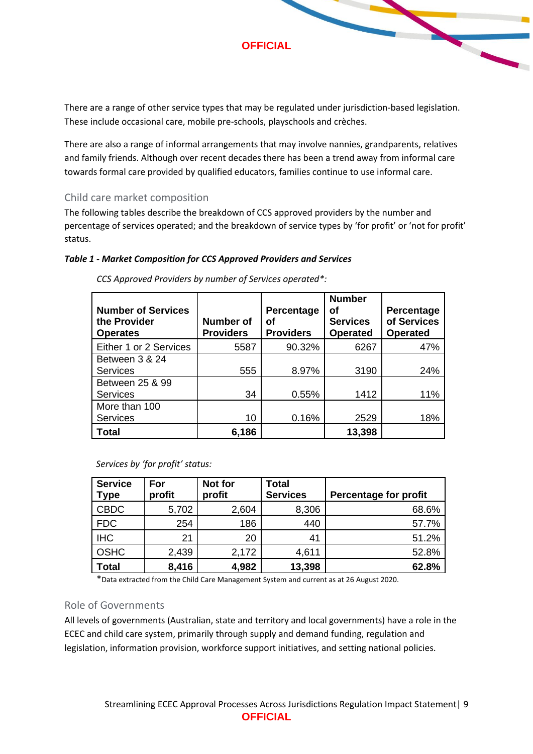There are a range of other service types that may be regulated under jurisdiction-based legislation. These include occasional care, mobile pre-schools, playschools and crèches.

There are also a range of informal arrangements that may involve nannies, grandparents, relatives and family friends. Although over recent decades there has been a trend away from informal care towards formal care provided by qualified educators, families continue to use informal care.

## Child care market composition

The following tables describe the breakdown of CCS approved providers by the number and percentage of services operated; and the breakdown of service types by 'for profit' or 'not for profit' status.

***Table 1 - Market Composition for CCS Approved Providers and Services***

*CCS Approved Providers by number of Services operated*:*

| Number of Services the Provider Operates | Number of Providers | Percentage of Providers | Number of Services Operated | Percentage of Services Operated |
|---|---|---|---|---|
| Either 1 or 2 Services | 5587 | 90.32% | 6267 | 47% |
| Between 3 & 24 Services | 555 | 8.97% | 3190 | 24% |
| Between 25 & 99 Services | 34 | 0.55% | 1412 | 11% |
| More than 100 Services | 10 | 0.16% | 2529 | 18% |
| **Total** | **6,186** | | **13,398** | |

*Services by 'for profit' status:*

| Service Type | For profit | Not for profit | Total Services | Percentage for profit |
|---|---|---|---|---|
| CBDC | 5,702 | 2,604 | 8,306 | 68.6% |
| FDC | 254 | 186 | 440 | 57.7% |
| IHC | 21 | 20 | 41 | 51.2% |
| OSHC | 2,439 | 2,172 | 4,611 | 52.8% |
| **Total** | **8,416** | **4,982** | **13,398** | **62.8%** |

*Data extracted from the Child Care Management System and current as at 26 August 2020.

## Role of Governments

All levels of governments (Australian, state and territory and local governments) have a role in the ECEC and child care system, primarily through supply and demand funding, regulation and legislation, information provision, workforce support initiatives, and setting national policies.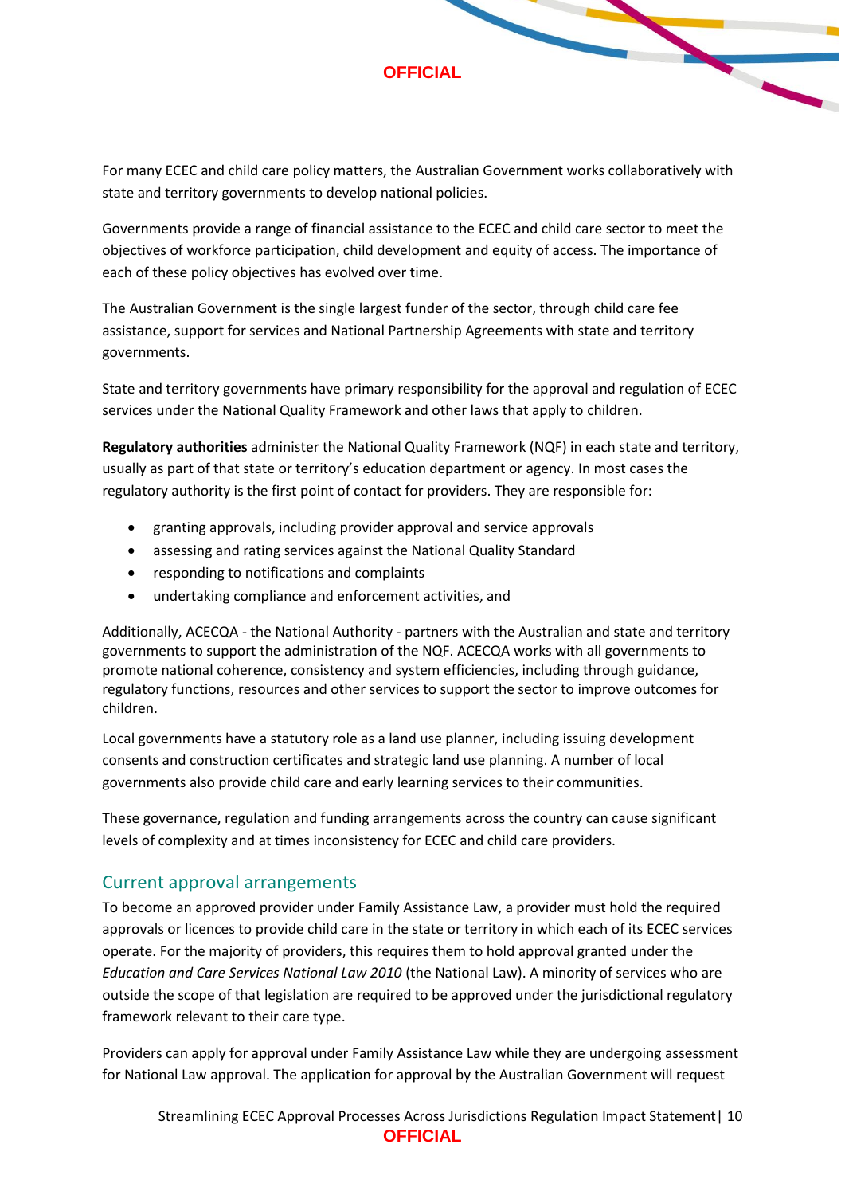For many ECEC and child care policy matters, the Australian Government works collaboratively with state and territory governments to develop national policies.

Governments provide a range of financial assistance to the ECEC and child care sector to meet the objectives of workforce participation, child development and equity of access. The importance of each of these policy objectives has evolved over time.

The Australian Government is the single largest funder of the sector, through child care fee assistance, support for services and National Partnership Agreements with state and territory governments.

State and territory governments have primary responsibility for the approval and regulation of ECEC services under the National Quality Framework and other laws that apply to children.

**Regulatory authorities** administer the National Quality Framework (NQF) in each state and territory, usually as part of that state or territory's education department or agency. In most cases the regulatory authority is the first point of contact for providers. They are responsible for:

- granting approvals, including provider approval and service approvals
- assessing and rating services against the National Quality Standard
- responding to notifications and complaints
- undertaking compliance and enforcement activities, and

Additionally, ACECQA - the National Authority - partners with the Australian and state and territory governments to support the administration of the NQF. ACECQA works with all governments to promote national coherence, consistency and system efficiencies, including through guidance, regulatory functions, resources and other services to support the sector to improve outcomes for children.

Local governments have a statutory role as a land use planner, including issuing development consents and construction certificates and strategic land use planning. A number of local governments also provide child care and early learning services to their communities.

These governance, regulation and funding arrangements across the country can cause significant levels of complexity and at times inconsistency for ECEC and child care providers.

## Current approval arrangements

To become an approved provider under Family Assistance Law, a provider must hold the required approvals or licences to provide child care in the state or territory in which each of its ECEC services operate. For the majority of providers, this requires them to hold approval granted under the *Education and Care Services National Law 2010* (the National Law). A minority of services who are outside the scope of that legislation are required to be approved under the jurisdictional regulatory framework relevant to their care type.

Providers can apply for approval under Family Assistance Law while they are undergoing assessment for National Law approval. The application for approval by the Australian Government will request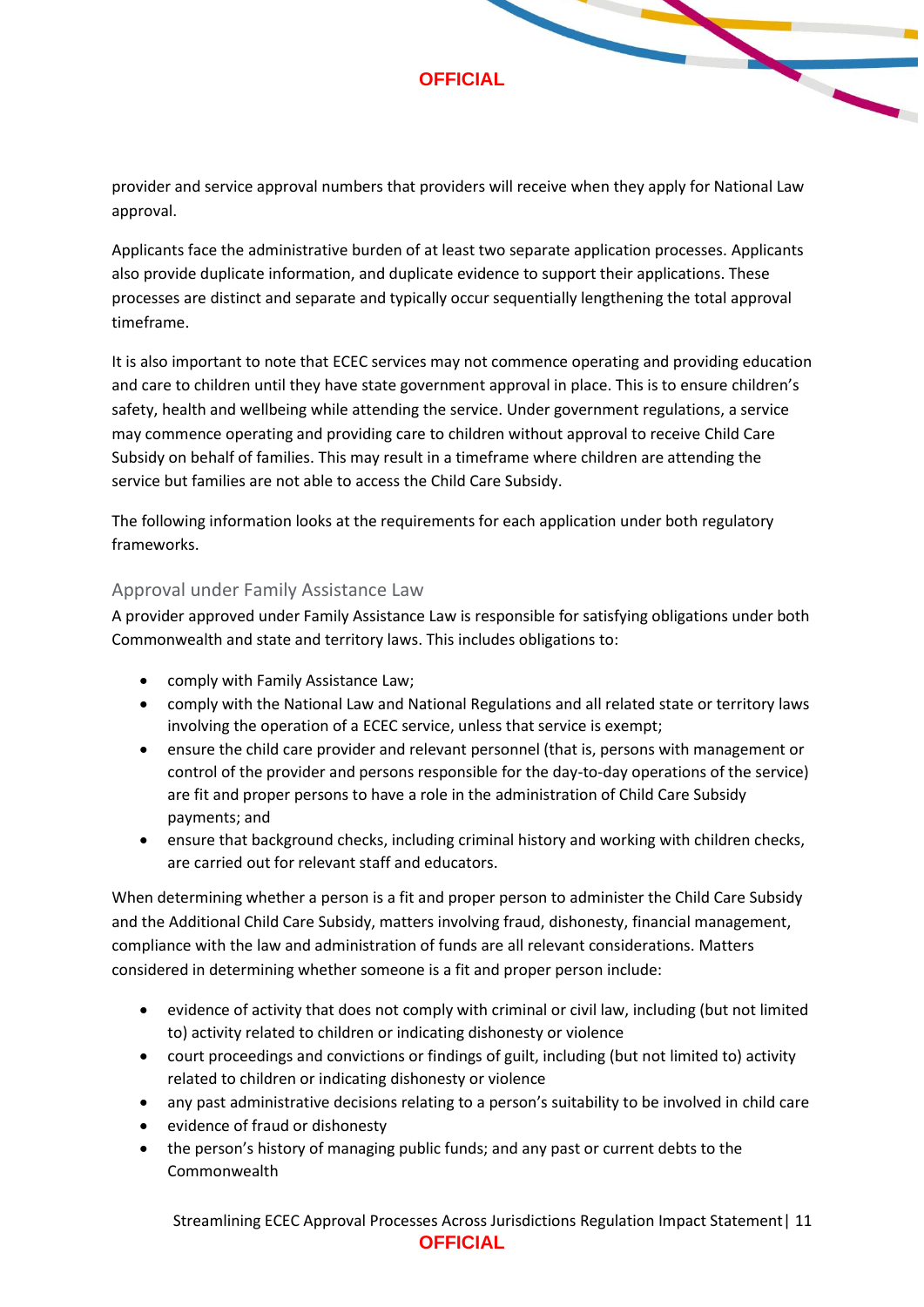provider and service approval numbers that providers will receive when they apply for National Law approval.

Applicants face the administrative burden of at least two separate application processes. Applicants also provide duplicate information, and duplicate evidence to support their applications. These processes are distinct and separate and typically occur sequentially lengthening the total approval timeframe.

It is also important to note that ECEC services may not commence operating and providing education and care to children until they have state government approval in place. This is to ensure children's safety, health and wellbeing while attending the service. Under government regulations, a service may commence operating and providing care to children without approval to receive Child Care Subsidy on behalf of families. This may result in a timeframe where children are attending the service but families are not able to access the Child Care Subsidy.

The following information looks at the requirements for each application under both regulatory frameworks.

### Approval under Family Assistance Law

A provider approved under Family Assistance Law is responsible for satisfying obligations under both Commonwealth and state and territory laws. This includes obligations to:

- comply with Family Assistance Law;
- comply with the National Law and National Regulations and all related state or territory laws involving the operation of a ECEC service, unless that service is exempt;
- ensure the child care provider and relevant personnel (that is, persons with management or control of the provider and persons responsible for the day-to-day operations of the service) are fit and proper persons to have a role in the administration of Child Care Subsidy payments; and
- ensure that background checks, including criminal history and working with children checks, are carried out for relevant staff and educators.

When determining whether a person is a fit and proper person to administer the Child Care Subsidy and the Additional Child Care Subsidy, matters involving fraud, dishonesty, financial management, compliance with the law and administration of funds are all relevant considerations. Matters considered in determining whether someone is a fit and proper person include:

- evidence of activity that does not comply with criminal or civil law, including (but not limited to) activity related to children or indicating dishonesty or violence
- court proceedings and convictions or findings of guilt, including (but not limited to) activity related to children or indicating dishonesty or violence
- any past administrative decisions relating to a person's suitability to be involved in child care
- evidence of fraud or dishonesty
- the person's history of managing public funds; and any past or current debts to the Commonwealth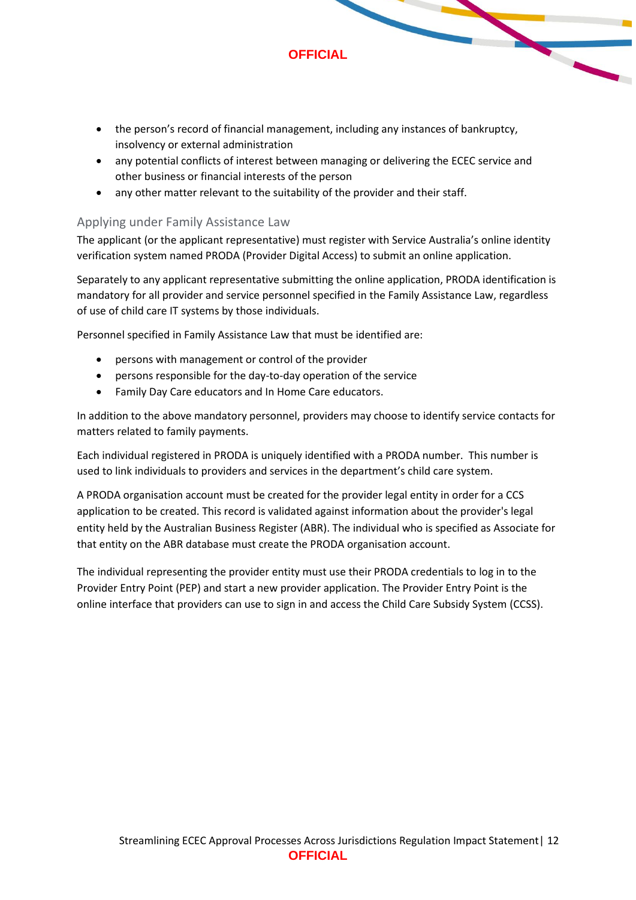- the person's record of financial management, including any instances of bankruptcy, insolvency or external administration
- any potential conflicts of interest between managing or delivering the ECEC service and other business or financial interests of the person
- any other matter relevant to the suitability of the provider and their staff.

### Applying under Family Assistance Law

The applicant (or the applicant representative) must register with Service Australia's online identity verification system named PRODA (Provider Digital Access) to submit an online application.

Separately to any applicant representative submitting the online application, PRODA identification is mandatory for all provider and service personnel specified in the Family Assistance Law, regardless of use of child care IT systems by those individuals.

Personnel specified in Family Assistance Law that must be identified are:

- persons with management or control of the provider
- persons responsible for the day-to-day operation of the service
- Family Day Care educators and In Home Care educators.

In addition to the above mandatory personnel, providers may choose to identify service contacts for matters related to family payments.

Each individual registered in PRODA is uniquely identified with a PRODA number. This number is used to link individuals to providers and services in the department's child care system.

A PRODA organisation account must be created for the provider legal entity in order for a CCS application to be created. This record is validated against information about the provider's legal entity held by the Australian Business Register (ABR). The individual who is specified as Associate for that entity on the ABR database must create the PRODA organisation account.

The individual representing the provider entity must use their PRODA credentials to log in to the Provider Entry Point (PEP) and start a new provider application. The Provider Entry Point is the online interface that providers can use to sign in and access the Child Care Subsidy System (CCSS).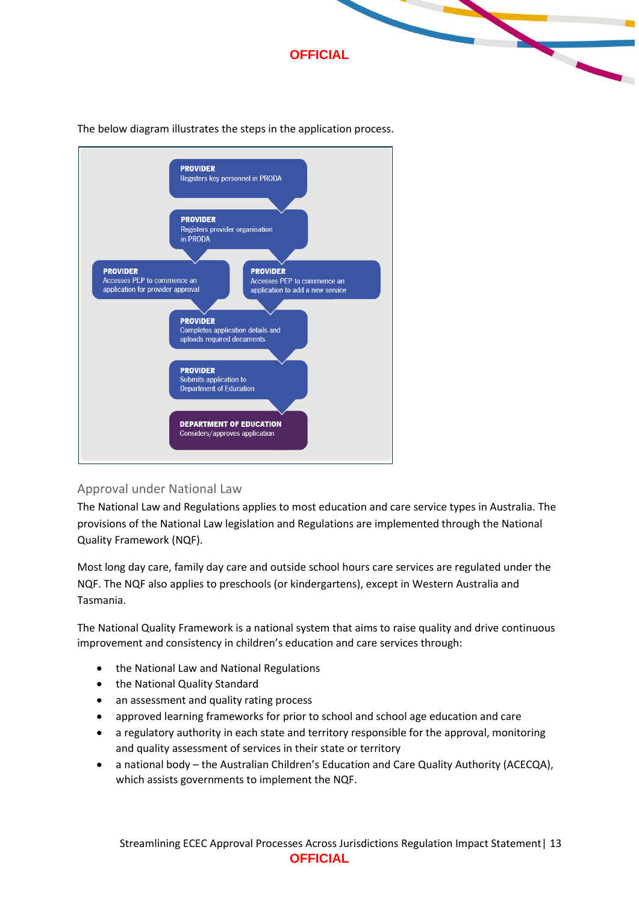The below diagram illustrates the steps in the application process.

**PROVIDER**
Registers key personnel in PRODA

**PROVIDER**
Registers provider organisation in PRODA

**PROVIDER**
Accesses PEP to commence an application for provider approval

**PROVIDER**
Accesses PEP to commence an application to add a new service

**PROVIDER**
Completes application details and uploads required documents

**PROVIDER**
Submits application to Department of Education

**DEPARTMENT OF EDUCATION**
Considers/approves application

## Approval under National Law

The National Law and Regulations applies to most education and care service types in Australia. The provisions of the National Law legislation and Regulations are implemented through the National Quality Framework (NQF).

Most long day care, family day care and outside school hours care services are regulated under the NQF. The NQF also applies to preschools (or kindergartens), except in Western Australia and Tasmania.

The National Quality Framework is a national system that aims to raise quality and drive continuous improvement and consistency in children's education and care services through:

- the National Law and National Regulations
- the National Quality Standard
- an assessment and quality rating process
- approved learning frameworks for prior to school and school age education and care
- a regulatory authority in each state and territory responsible for the approval, monitoring and quality assessment of services in their state or territory
- a national body – the Australian Children's Education and Care Quality Authority (ACECQA), which assists governments to implement the NQF.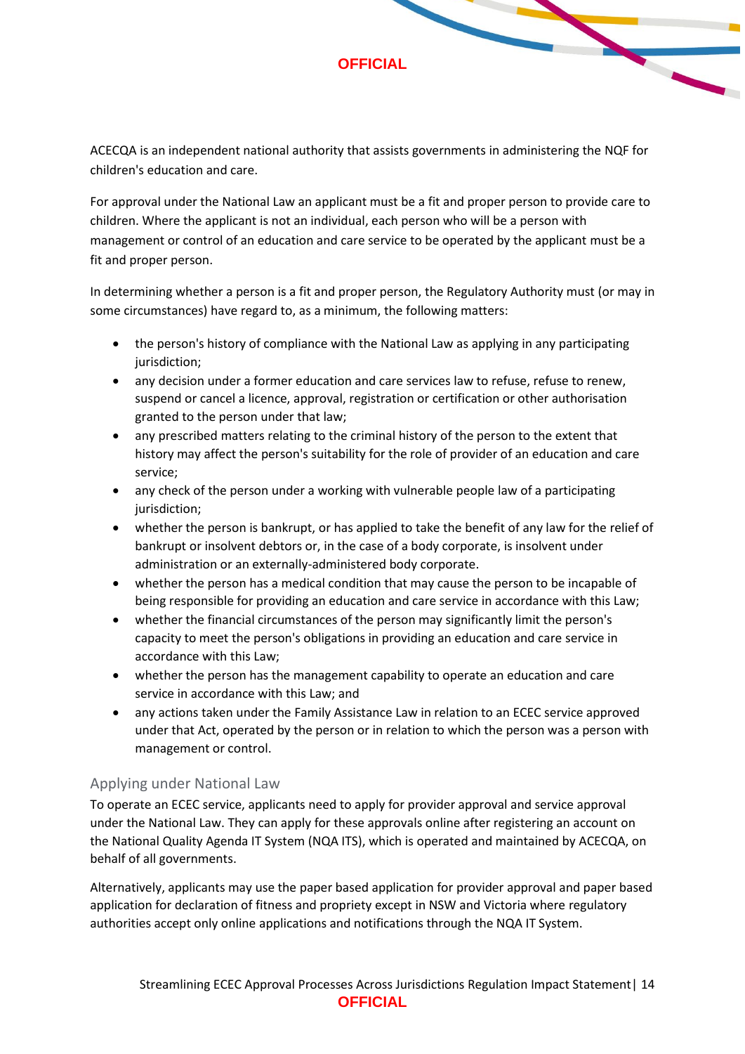ACECQA is an independent national authority that assists governments in administering the NQF for children's education and care.

For approval under the National Law an applicant must be a fit and proper person to provide care to children. Where the applicant is not an individual, each person who will be a person with management or control of an education and care service to be operated by the applicant must be a fit and proper person.

In determining whether a person is a fit and proper person, the Regulatory Authority must (or may in some circumstances) have regard to, as a minimum, the following matters:

- the person's history of compliance with the National Law as applying in any participating jurisdiction;
- any decision under a former education and care services law to refuse, refuse to renew, suspend or cancel a licence, approval, registration or certification or other authorisation granted to the person under that law;
- any prescribed matters relating to the criminal history of the person to the extent that history may affect the person's suitability for the role of provider of an education and care service;
- any check of the person under a working with vulnerable people law of a participating jurisdiction;
- whether the person is bankrupt, or has applied to take the benefit of any law for the relief of bankrupt or insolvent debtors or, in the case of a body corporate, is insolvent under administration or an externally-administered body corporate.
- whether the person has a medical condition that may cause the person to be incapable of being responsible for providing an education and care service in accordance with this Law;
- whether the financial circumstances of the person may significantly limit the person's capacity to meet the person's obligations in providing an education and care service in accordance with this Law;
- whether the person has the management capability to operate an education and care service in accordance with this Law; and
- any actions taken under the Family Assistance Law in relation to an ECEC service approved under that Act, operated by the person or in relation to which the person was a person with management or control.

## Applying under National Law

To operate an ECEC service, applicants need to apply for provider approval and service approval under the National Law. They can apply for these approvals online after registering an account on the National Quality Agenda IT System (NQA ITS), which is operated and maintained by ACECQA, on behalf of all governments.

Alternatively, applicants may use the paper based application for provider approval and paper based application for declaration of fitness and propriety except in NSW and Victoria where regulatory authorities accept only online applications and notifications through the NQA IT System.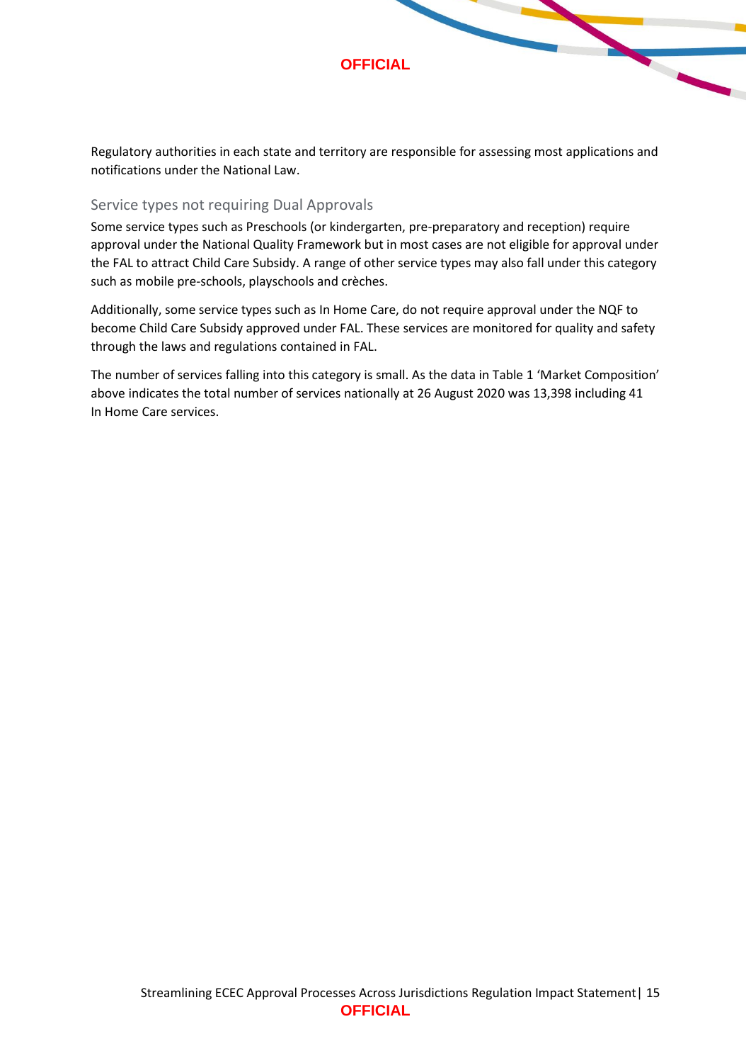Regulatory authorities in each state and territory are responsible for assessing most applications and notifications under the National Law.

### Service types not requiring Dual Approvals

Some service types such as Preschools (or kindergarten, pre-preparatory and reception) require approval under the National Quality Framework but in most cases are not eligible for approval under the FAL to attract Child Care Subsidy. A range of other service types may also fall under this category such as mobile pre-schools, playschools and crèches.

Additionally, some service types such as In Home Care, do not require approval under the NQF to become Child Care Subsidy approved under FAL. These services are monitored for quality and safety through the laws and regulations contained in FAL.

The number of services falling into this category is small. As the data in Table 1 'Market Composition' above indicates the total number of services nationally at 26 August 2020 was 13,398 including 41 In Home Care services.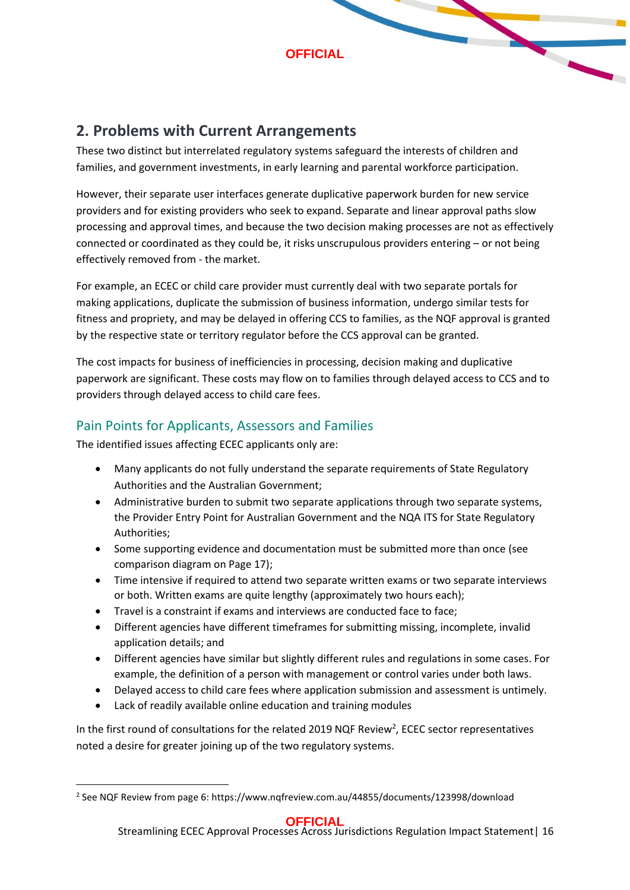## 2. Problems with Current Arrangements

These two distinct but interrelated regulatory systems safeguard the interests of children and families, and government investments, in early learning and parental workforce participation.

However, their separate user interfaces generate duplicative paperwork burden for new service providers and for existing providers who seek to expand. Separate and linear approval paths slow processing and approval times, and because the two decision making processes are not as effectively connected or coordinated as they could be, it risks unscrupulous providers entering – or not being effectively removed from - the market.

For example, an ECEC or child care provider must currently deal with two separate portals for making applications, duplicate the submission of business information, undergo similar tests for fitness and propriety, and may be delayed in offering CCS to families, as the NQF approval is granted by the respective state or territory regulator before the CCS approval can be granted.

The cost impacts for business of inefficiencies in processing, decision making and duplicative paperwork are significant. These costs may flow on to families through delayed access to CCS and to providers through delayed access to child care fees.

### Pain Points for Applicants, Assessors and Families

The identified issues affecting ECEC applicants only are:

- Many applicants do not fully understand the separate requirements of State Regulatory Authorities and the Australian Government;
- Administrative burden to submit two separate applications through two separate systems, the Provider Entry Point for Australian Government and the NQA ITS for State Regulatory Authorities;
- Some supporting evidence and documentation must be submitted more than once (see comparison diagram on Page 17);
- Time intensive if required to attend two separate written exams or two separate interviews or both. Written exams are quite lengthy (approximately two hours each);
- Travel is a constraint if exams and interviews are conducted face to face;
- Different agencies have different timeframes for submitting missing, incomplete, invalid application details; and
- Different agencies have similar but slightly different rules and regulations in some cases. For example, the definition of a person with management or control varies under both laws.
- Delayed access to child care fees where application submission and assessment is untimely.
- Lack of readily available online education and training modules

In the first round of consultations for the related 2019 NQF Review[2], ECEC sector representatives noted a desire for greater joining up of the two regulatory systems.

---

[2] See NQF Review from page 6: https://www.nqfreview.com.au/44855/documents/123998/download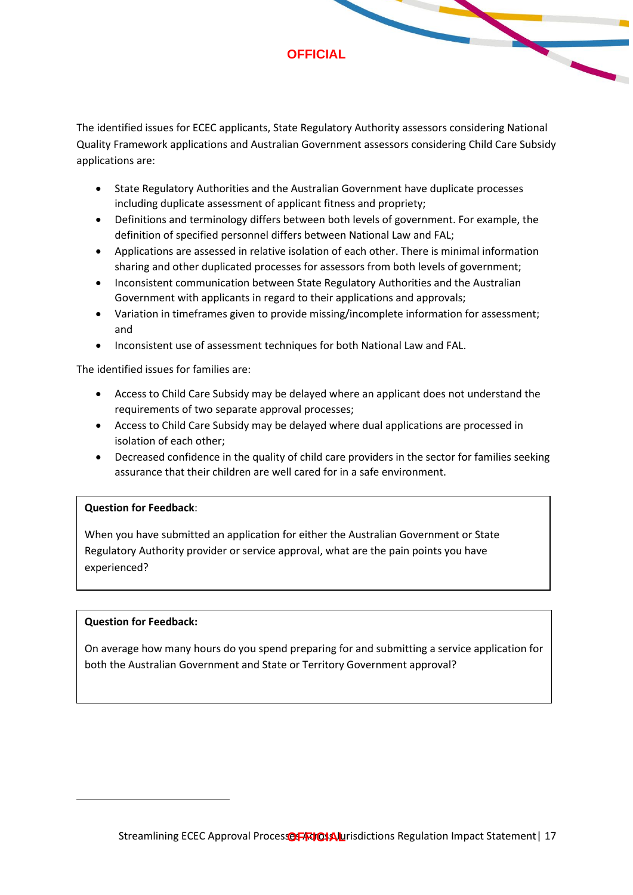The identified issues for ECEC applicants, State Regulatory Authority assessors considering National Quality Framework applications and Australian Government assessors considering Child Care Subsidy applications are:

- State Regulatory Authorities and the Australian Government have duplicate processes including duplicate assessment of applicant fitness and propriety;
- Definitions and terminology differs between both levels of government. For example, the definition of specified personnel differs between National Law and FAL;
- Applications are assessed in relative isolation of each other. There is minimal information sharing and other duplicated processes for assessors from both levels of government;
- Inconsistent communication between State Regulatory Authorities and the Australian Government with applicants in regard to their applications and approvals;
- Variation in timeframes given to provide missing/incomplete information for assessment; and
- Inconsistent use of assessment techniques for both National Law and FAL.

The identified issues for families are:

- Access to Child Care Subsidy may be delayed where an applicant does not understand the requirements of two separate approval processes;
- Access to Child Care Subsidy may be delayed where dual applications are processed in isolation of each other;
- Decreased confidence in the quality of child care providers in the sector for families seeking assurance that their children are well cared for in a safe environment.

> **Question for Feedback**:
>
> When you have submitted an application for either the Australian Government or State Regulatory Authority provider or service approval, what are the pain points you have experienced?

> **Question for Feedback:**
>
> On average how many hours do you spend preparing for and submitting a service application for both the Australian Government and State or Territory Government approval?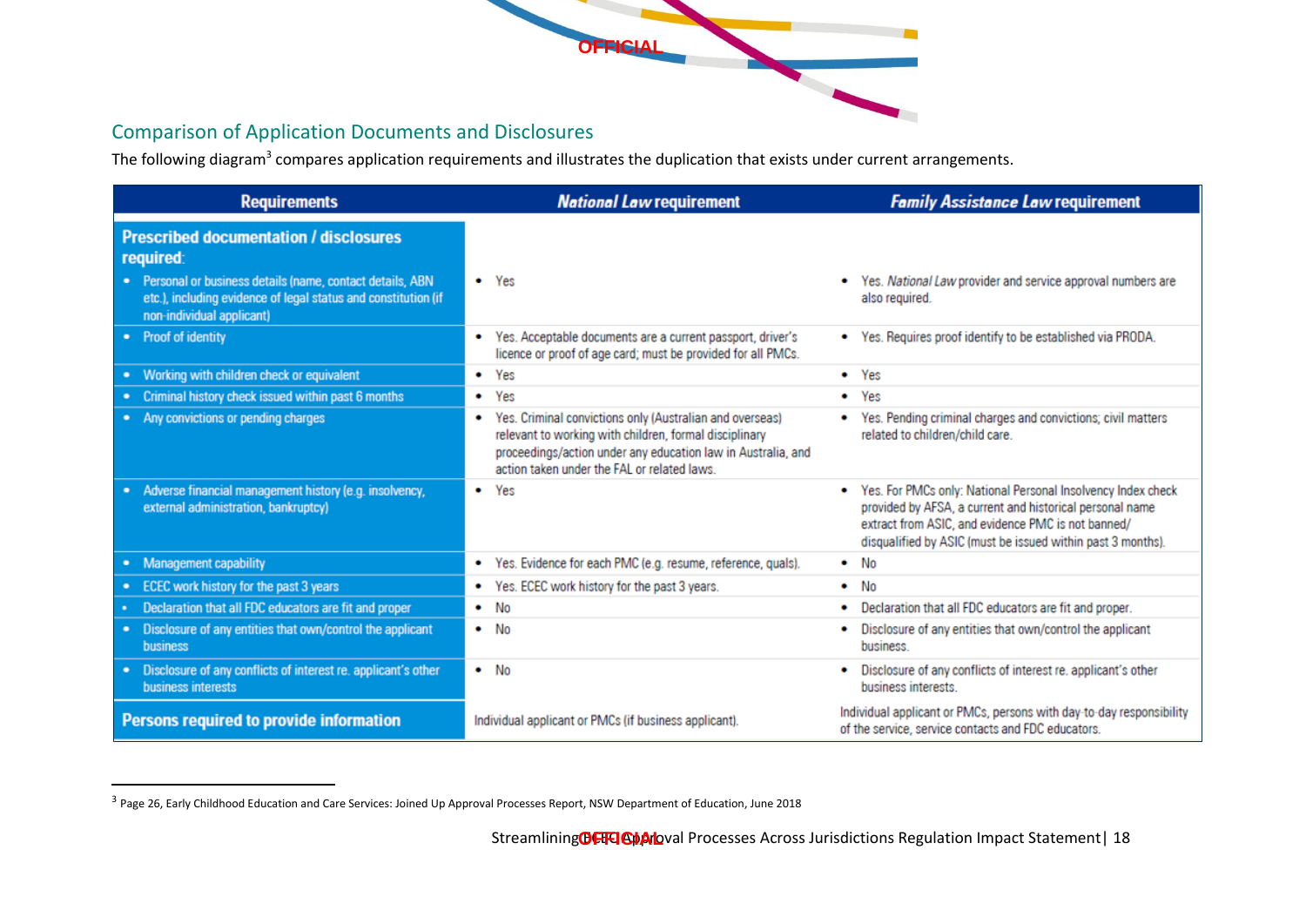## Comparison of Application Documents and Disclosures

The following diagram[3] compares application requirements and illustrates the duplication that exists under current arrangements.

| Requirements | *National Law* requirement | *Family Assistance Law* requirement |
|---|---|---|
| **Prescribed documentation / disclosures required:** | | |
| • Personal or business details (name, contact details, ABN etc.), including evidence of legal status and constitution (if non-individual applicant) | • Yes | • Yes. *National Law* provider and service approval numbers are also required. |
| • Proof of identity | • Yes. Acceptable documents are a current passport, driver's licence or proof of age card; must be provided for all PMCs. | • Yes. Requires proof identify to be established via PRODA. |
| • Working with children check or equivalent | • Yes | • Yes |
| • Criminal history check issued within past 6 months | • Yes | • Yes |
| • Any convictions or pending charges | • Yes. Criminal convictions only (Australian and overseas) relevant to working with children, formal disciplinary proceedings/action under any education law in Australia, and action taken under the FAL or related laws. | • Yes. Pending criminal charges and convictions; civil matters related to children/child care. |
| • Adverse financial management history (e.g. insolvency, external administration, bankruptcy) | • Yes | • Yes. For PMCs only: National Personal Insolvency Index check provided by AFSA, a current and historical personal name extract from ASIC, and evidence PMC is not banned/ disqualified by ASIC (must be issued within past 3 months). |
| • Management capability | • Yes. Evidence for each PMC (e.g. resume, reference, quals). | • No |
| • ECEC work history for the past 3 years | • Yes. ECEC work history for the past 3 years. | • No |
| • Declaration that all FDC educators are fit and proper | • No | • Declaration that all FDC educators are fit and proper. |
| • Disclosure of any entities that own/control the applicant business | • No | • Disclosure of any entities that own/control the applicant business. |
| • Disclosure of any conflicts of interest re. applicant's other business interests | • No | • Disclosure of any conflicts of interest re. applicant's other business interests. |
| **Persons required to provide information** | Individual applicant or PMCs (if business applicant). | Individual applicant or PMCs, persons with day-to-day responsibility of the service, service contacts and FDC educators. |

[3] Page 26, Early Childhood Education and Care Services: Joined Up Approval Processes Report, NSW Department of Education, June 2018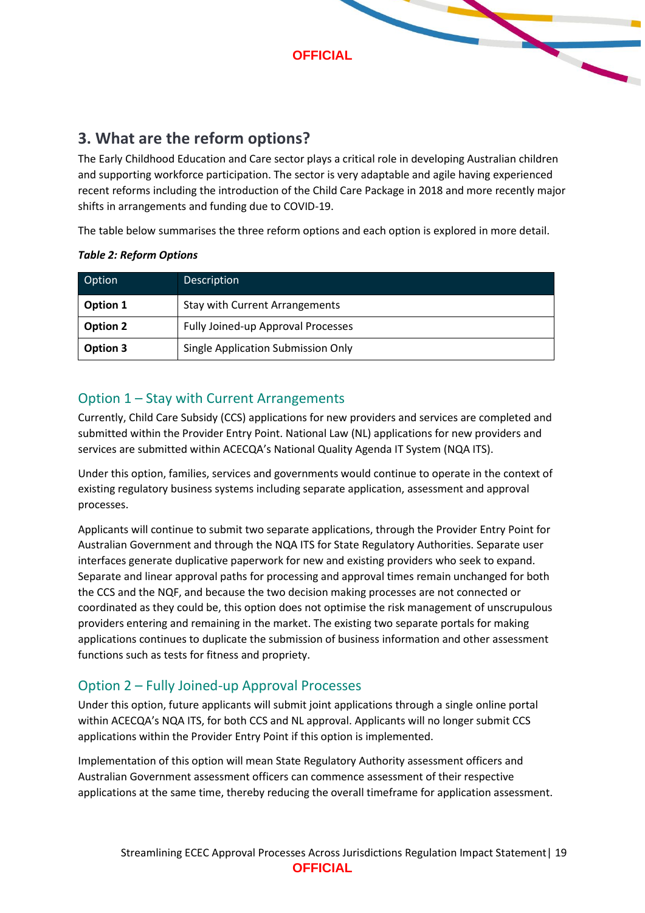## 3. What are the reform options?

The Early Childhood Education and Care sector plays a critical role in developing Australian children and supporting workforce participation. The sector is very adaptable and agile having experienced recent reforms including the introduction of the Child Care Package in 2018 and more recently major shifts in arrangements and funding due to COVID-19.

The table below summarises the three reform options and each option is explored in more detail.

***Table 2: Reform Options***

| Option | Description |
|---|---|
| **Option 1** | Stay with Current Arrangements |
| **Option 2** | Fully Joined-up Approval Processes |
| **Option 3** | Single Application Submission Only |

### Option 1 – Stay with Current Arrangements

Currently, Child Care Subsidy (CCS) applications for new providers and services are completed and submitted within the Provider Entry Point. National Law (NL) applications for new providers and services are submitted within ACECQA's National Quality Agenda IT System (NQA ITS).

Under this option, families, services and governments would continue to operate in the context of existing regulatory business systems including separate application, assessment and approval processes.

Applicants will continue to submit two separate applications, through the Provider Entry Point for Australian Government and through the NQA ITS for State Regulatory Authorities. Separate user interfaces generate duplicative paperwork for new and existing providers who seek to expand. Separate and linear approval paths for processing and approval times remain unchanged for both the CCS and the NQF, and because the two decision making processes are not connected or coordinated as they could be, this option does not optimise the risk management of unscrupulous providers entering and remaining in the market. The existing two separate portals for making applications continues to duplicate the submission of business information and other assessment functions such as tests for fitness and propriety.

### Option 2 – Fully Joined-up Approval Processes

Under this option, future applicants will submit joint applications through a single online portal within ACECQA's NQA ITS, for both CCS and NL approval. Applicants will no longer submit CCS applications within the Provider Entry Point if this option is implemented.

Implementation of this option will mean State Regulatory Authority assessment officers and Australian Government assessment officers can commence assessment of their respective applications at the same time, thereby reducing the overall timeframe for application assessment.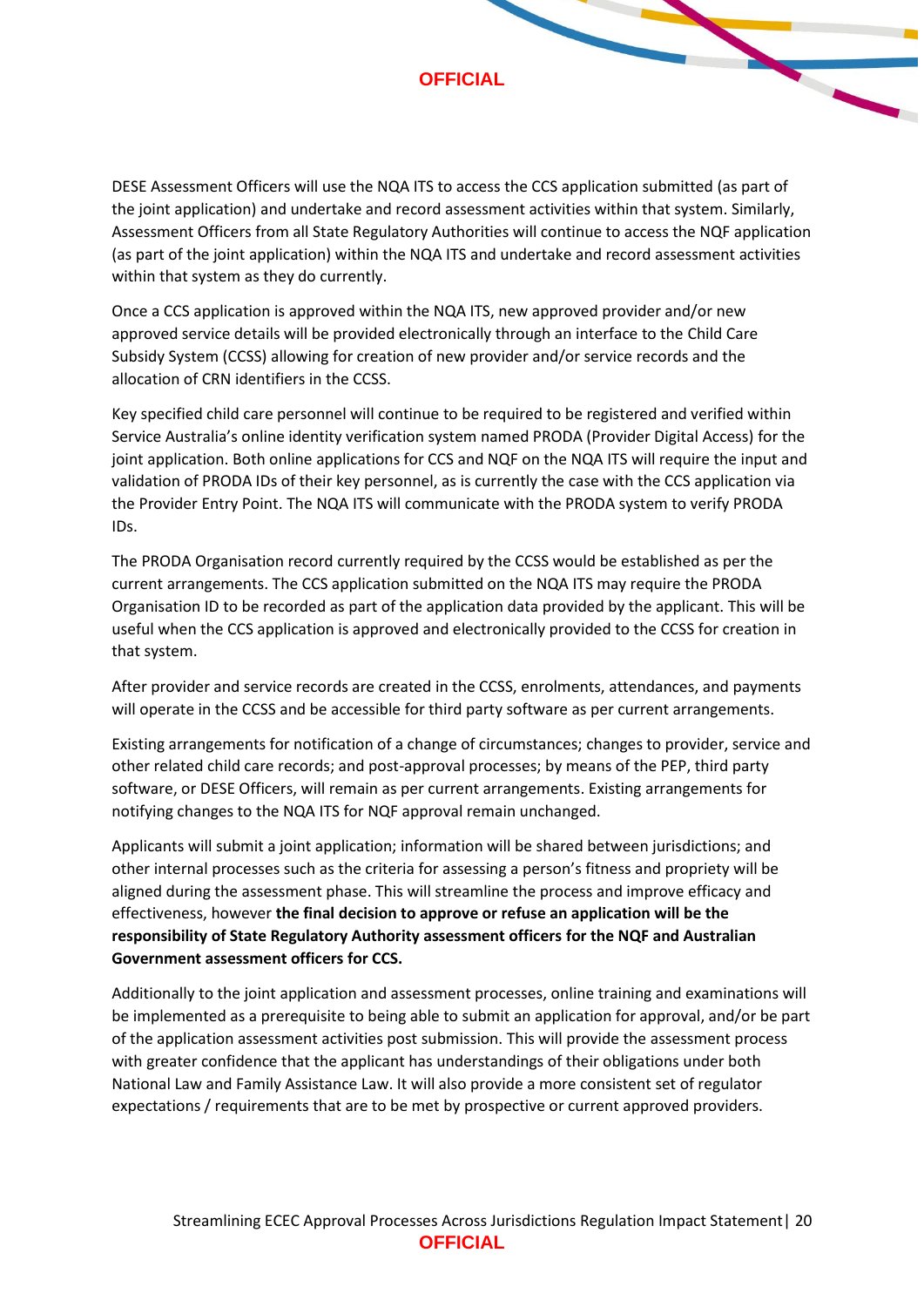DESE Assessment Officers will use the NQA ITS to access the CCS application submitted (as part of the joint application) and undertake and record assessment activities within that system. Similarly, Assessment Officers from all State Regulatory Authorities will continue to access the NQF application (as part of the joint application) within the NQA ITS and undertake and record assessment activities within that system as they do currently.

Once a CCS application is approved within the NQA ITS, new approved provider and/or new approved service details will be provided electronically through an interface to the Child Care Subsidy System (CCSS) allowing for creation of new provider and/or service records and the allocation of CRN identifiers in the CCSS.

Key specified child care personnel will continue to be required to be registered and verified within Service Australia's online identity verification system named PRODA (Provider Digital Access) for the joint application. Both online applications for CCS and NQF on the NQA ITS will require the input and validation of PRODA IDs of their key personnel, as is currently the case with the CCS application via the Provider Entry Point. The NQA ITS will communicate with the PRODA system to verify PRODA IDs.

The PRODA Organisation record currently required by the CCSS would be established as per the current arrangements. The CCS application submitted on the NQA ITS may require the PRODA Organisation ID to be recorded as part of the application data provided by the applicant. This will be useful when the CCS application is approved and electronically provided to the CCSS for creation in that system.

After provider and service records are created in the CCSS, enrolments, attendances, and payments will operate in the CCSS and be accessible for third party software as per current arrangements.

Existing arrangements for notification of a change of circumstances; changes to provider, service and other related child care records; and post-approval processes; by means of the PEP, third party software, or DESE Officers, will remain as per current arrangements. Existing arrangements for notifying changes to the NQA ITS for NQF approval remain unchanged.

Applicants will submit a joint application; information will be shared between jurisdictions; and other internal processes such as the criteria for assessing a person's fitness and propriety will be aligned during the assessment phase. This will streamline the process and improve efficacy and effectiveness, however **the final decision to approve or refuse an application will be the responsibility of State Regulatory Authority assessment officers for the NQF and Australian Government assessment officers for CCS.**

Additionally to the joint application and assessment processes, online training and examinations will be implemented as a prerequisite to being able to submit an application for approval, and/or be part of the application assessment activities post submission. This will provide the assessment process with greater confidence that the applicant has understandings of their obligations under both National Law and Family Assistance Law. It will also provide a more consistent set of regulator expectations / requirements that are to be met by prospective or current approved providers.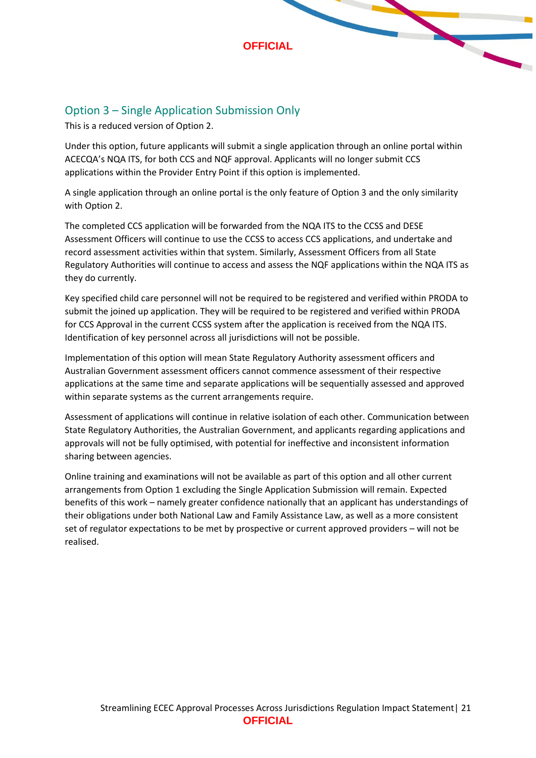## Option 3 – Single Application Submission Only

This is a reduced version of Option 2.

Under this option, future applicants will submit a single application through an online portal within ACECQA's NQA ITS, for both CCS and NQF approval. Applicants will no longer submit CCS applications within the Provider Entry Point if this option is implemented.

A single application through an online portal is the only feature of Option 3 and the only similarity with Option 2.

The completed CCS application will be forwarded from the NQA ITS to the CCSS and DESE Assessment Officers will continue to use the CCSS to access CCS applications, and undertake and record assessment activities within that system. Similarly, Assessment Officers from all State Regulatory Authorities will continue to access and assess the NQF applications within the NQA ITS as they do currently.

Key specified child care personnel will not be required to be registered and verified within PRODA to submit the joined up application. They will be required to be registered and verified within PRODA for CCS Approval in the current CCSS system after the application is received from the NQA ITS. Identification of key personnel across all jurisdictions will not be possible.

Implementation of this option will mean State Regulatory Authority assessment officers and Australian Government assessment officers cannot commence assessment of their respective applications at the same time and separate applications will be sequentially assessed and approved within separate systems as the current arrangements require.

Assessment of applications will continue in relative isolation of each other. Communication between State Regulatory Authorities, the Australian Government, and applicants regarding applications and approvals will not be fully optimised, with potential for ineffective and inconsistent information sharing between agencies.

Online training and examinations will not be available as part of this option and all other current arrangements from Option 1 excluding the Single Application Submission will remain. Expected benefits of this work – namely greater confidence nationally that an applicant has understandings of their obligations under both National Law and Family Assistance Law, as well as a more consistent set of regulator expectations to be met by prospective or current approved providers – will not be realised.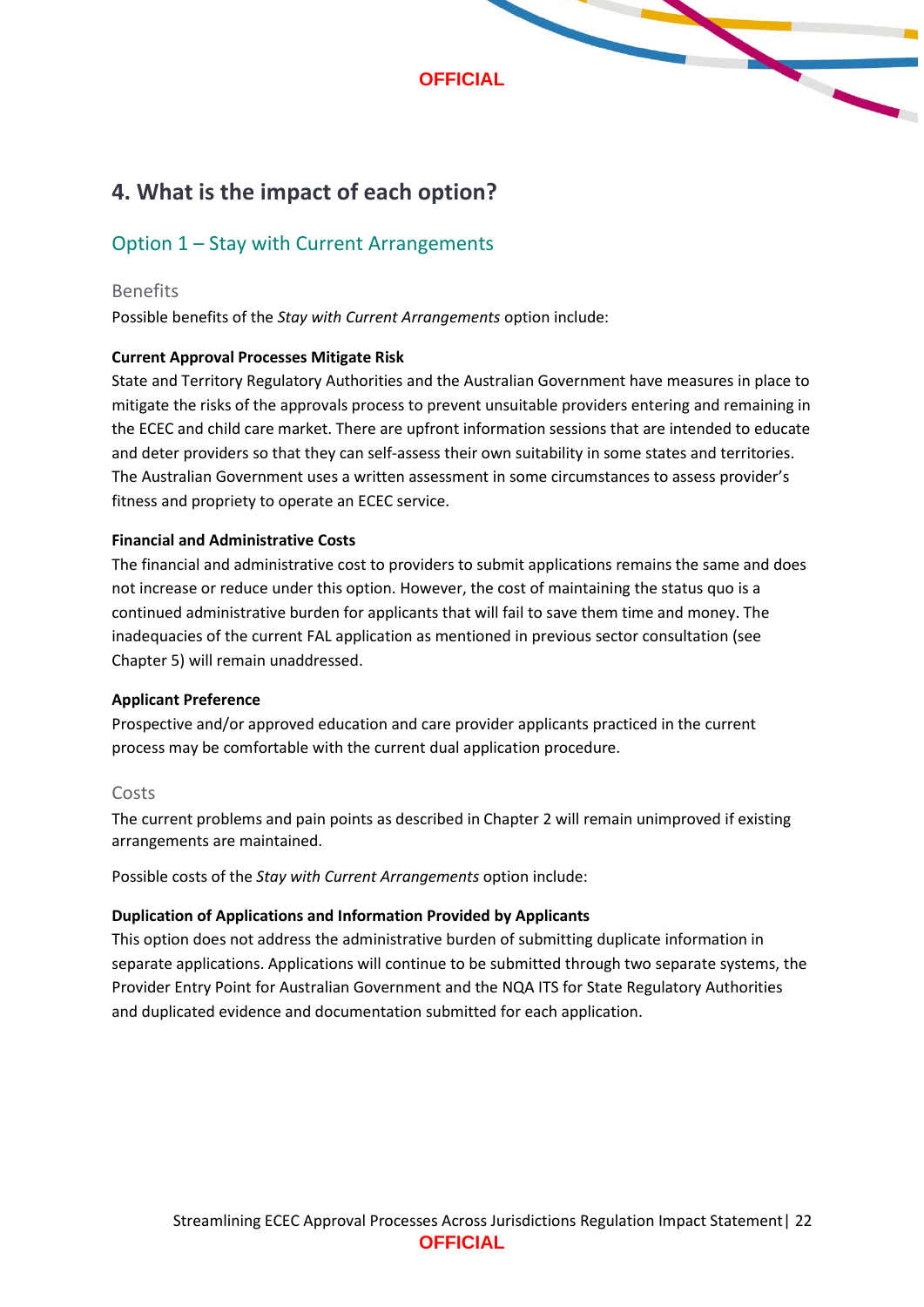## 4. What is the impact of each option?

### Option 1 – Stay with Current Arrangements

#### Benefits

Possible benefits of the *Stay with Current Arrangements* option include:

**Current Approval Processes Mitigate Risk**

State and Territory Regulatory Authorities and the Australian Government have measures in place to mitigate the risks of the approvals process to prevent unsuitable providers entering and remaining in the ECEC and child care market. There are upfront information sessions that are intended to educate and deter providers so that they can self-assess their own suitability in some states and territories. The Australian Government uses a written assessment in some circumstances to assess provider's fitness and propriety to operate an ECEC service.

**Financial and Administrative Costs**

The financial and administrative cost to providers to submit applications remains the same and does not increase or reduce under this option. However, the cost of maintaining the status quo is a continued administrative burden for applicants that will fail to save them time and money. The inadequacies of the current FAL application as mentioned in previous sector consultation (see Chapter 5) will remain unaddressed.

**Applicant Preference**

Prospective and/or approved education and care provider applicants practiced in the current process may be comfortable with the current dual application procedure.

#### Costs

The current problems and pain points as described in Chapter 2 will remain unimproved if existing arrangements are maintained.

Possible costs of the *Stay with Current Arrangements* option include:

**Duplication of Applications and Information Provided by Applicants**

This option does not address the administrative burden of submitting duplicate information in separate applications. Applications will continue to be submitted through two separate systems, the Provider Entry Point for Australian Government and the NQA ITS for State Regulatory Authorities and duplicated evidence and documentation submitted for each application.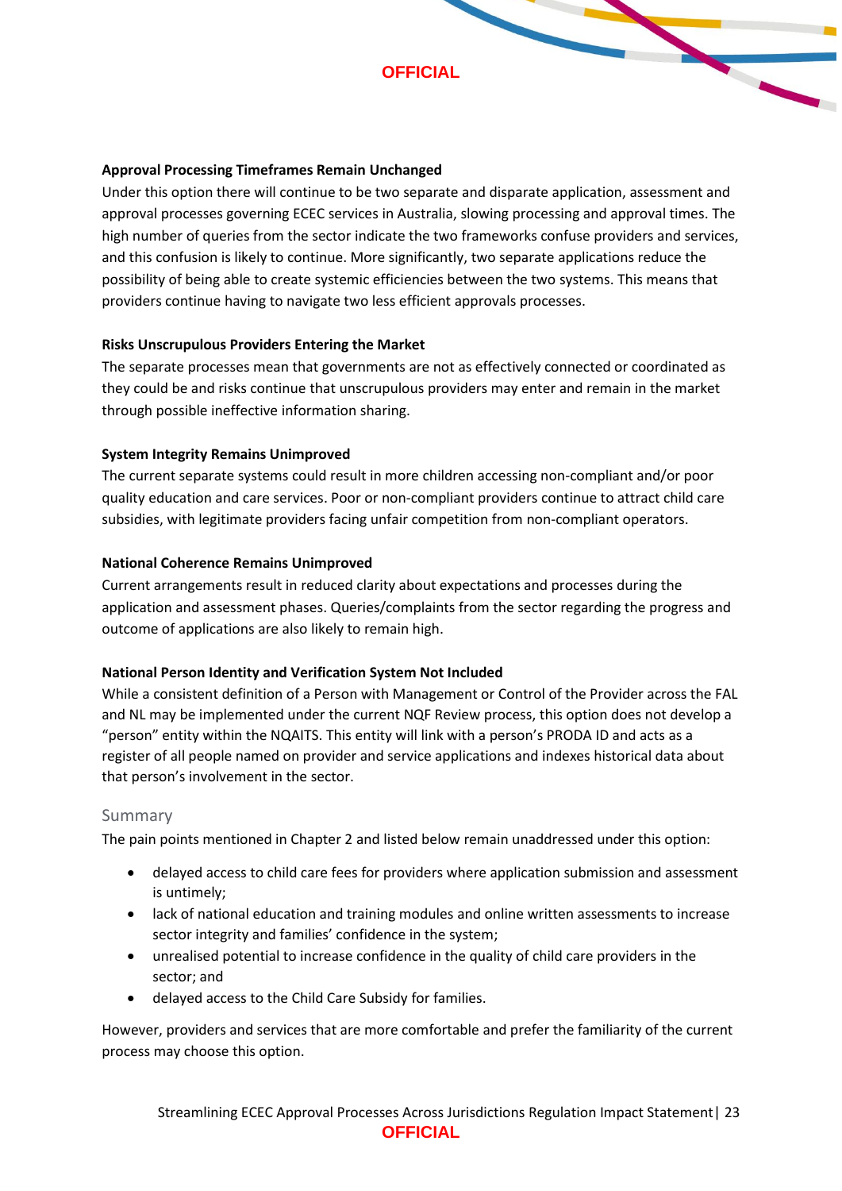**Approval Processing Timeframes Remain Unchanged**

Under this option there will continue to be two separate and disparate application, assessment and approval processes governing ECEC services in Australia, slowing processing and approval times. The high number of queries from the sector indicate the two frameworks confuse providers and services, and this confusion is likely to continue. More significantly, two separate applications reduce the possibility of being able to create systemic efficiencies between the two systems. This means that providers continue having to navigate two less efficient approvals processes.

**Risks Unscrupulous Providers Entering the Market**

The separate processes mean that governments are not as effectively connected or coordinated as they could be and risks continue that unscrupulous providers may enter and remain in the market through possible ineffective information sharing.

**System Integrity Remains Unimproved**

The current separate systems could result in more children accessing non-compliant and/or poor quality education and care services. Poor or non-compliant providers continue to attract child care subsidies, with legitimate providers facing unfair competition from non-compliant operators.

**National Coherence Remains Unimproved**

Current arrangements result in reduced clarity about expectations and processes during the application and assessment phases. Queries/complaints from the sector regarding the progress and outcome of applications are also likely to remain high.

**National Person Identity and Verification System Not Included**

While a consistent definition of a Person with Management or Control of the Provider across the FAL and NL may be implemented under the current NQF Review process, this option does not develop a "person" entity within the NQAITS. This entity will link with a person's PRODA ID and acts as a register of all people named on provider and service applications and indexes historical data about that person's involvement in the sector.

### Summary

The pain points mentioned in Chapter 2 and listed below remain unaddressed under this option:

- delayed access to child care fees for providers where application submission and assessment is untimely;
- lack of national education and training modules and online written assessments to increase sector integrity and families' confidence in the system;
- unrealised potential to increase confidence in the quality of child care providers in the sector; and
- delayed access to the Child Care Subsidy for families.

However, providers and services that are more comfortable and prefer the familiarity of the current process may choose this option.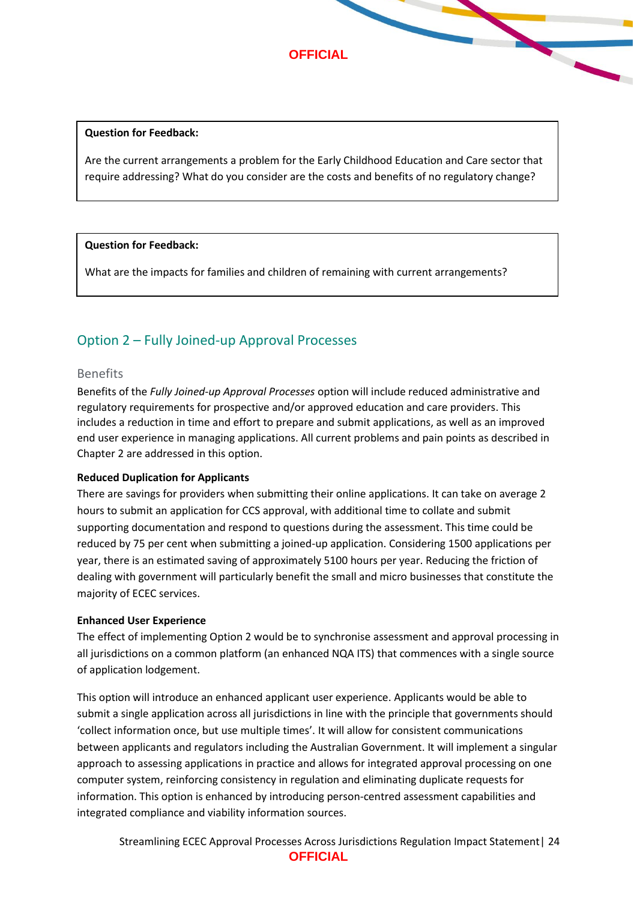**Question for Feedback:**

Are the current arrangements a problem for the Early Childhood Education and Care sector that require addressing? What do you consider are the costs and benefits of no regulatory change?

**Question for Feedback:**

What are the impacts for families and children of remaining with current arrangements?

## Option 2 – Fully Joined-up Approval Processes

### Benefits

Benefits of the *Fully Joined-up Approval Processes* option will include reduced administrative and regulatory requirements for prospective and/or approved education and care providers. This includes a reduction in time and effort to prepare and submit applications, as well as an improved end user experience in managing applications. All current problems and pain points as described in Chapter 2 are addressed in this option.

**Reduced Duplication for Applicants**

There are savings for providers when submitting their online applications. It can take on average 2 hours to submit an application for CCS approval, with additional time to collate and submit supporting documentation and respond to questions during the assessment. This time could be reduced by 75 per cent when submitting a joined-up application. Considering 1500 applications per year, there is an estimated saving of approximately 5100 hours per year. Reducing the friction of dealing with government will particularly benefit the small and micro businesses that constitute the majority of ECEC services.

**Enhanced User Experience**

The effect of implementing Option 2 would be to synchronise assessment and approval processing in all jurisdictions on a common platform (an enhanced NQA ITS) that commences with a single source of application lodgement.

This option will introduce an enhanced applicant user experience. Applicants would be able to submit a single application across all jurisdictions in line with the principle that governments should 'collect information once, but use multiple times'. It will allow for consistent communications between applicants and regulators including the Australian Government. It will implement a singular approach to assessing applications in practice and allows for integrated approval processing on one computer system, reinforcing consistency in regulation and eliminating duplicate requests for information. This option is enhanced by introducing person-centred assessment capabilities and integrated compliance and viability information sources.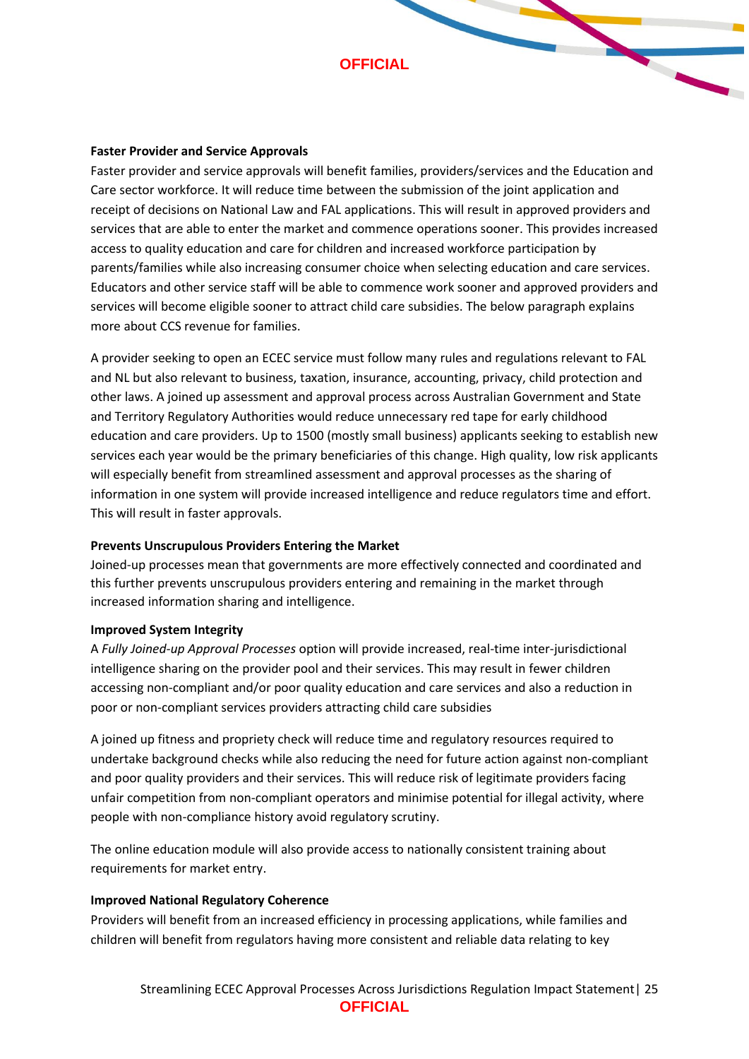**Faster Provider and Service Approvals**

Faster provider and service approvals will benefit families, providers/services and the Education and Care sector workforce. It will reduce time between the submission of the joint application and receipt of decisions on National Law and FAL applications. This will result in approved providers and services that are able to enter the market and commence operations sooner. This provides increased access to quality education and care for children and increased workforce participation by parents/families while also increasing consumer choice when selecting education and care services. Educators and other service staff will be able to commence work sooner and approved providers and services will become eligible sooner to attract child care subsidies. The below paragraph explains more about CCS revenue for families.

A provider seeking to open an ECEC service must follow many rules and regulations relevant to FAL and NL but also relevant to business, taxation, insurance, accounting, privacy, child protection and other laws. A joined up assessment and approval process across Australian Government and State and Territory Regulatory Authorities would reduce unnecessary red tape for early childhood education and care providers. Up to 1500 (mostly small business) applicants seeking to establish new services each year would be the primary beneficiaries of this change. High quality, low risk applicants will especially benefit from streamlined assessment and approval processes as the sharing of information in one system will provide increased intelligence and reduce regulators time and effort. This will result in faster approvals.

**Prevents Unscrupulous Providers Entering the Market**

Joined-up processes mean that governments are more effectively connected and coordinated and this further prevents unscrupulous providers entering and remaining in the market through increased information sharing and intelligence.

**Improved System Integrity**

A *Fully Joined-up Approval Processes* option will provide increased, real-time inter-jurisdictional intelligence sharing on the provider pool and their services. This may result in fewer children accessing non-compliant and/or poor quality education and care services and also a reduction in poor or non-compliant services providers attracting child care subsidies

A joined up fitness and propriety check will reduce time and regulatory resources required to undertake background checks while also reducing the need for future action against non-compliant and poor quality providers and their services. This will reduce risk of legitimate providers facing unfair competition from non-compliant operators and minimise potential for illegal activity, where people with non-compliance history avoid regulatory scrutiny.

The online education module will also provide access to nationally consistent training about requirements for market entry.

**Improved National Regulatory Coherence**

Providers will benefit from an increased efficiency in processing applications, while families and children will benefit from regulators having more consistent and reliable data relating to key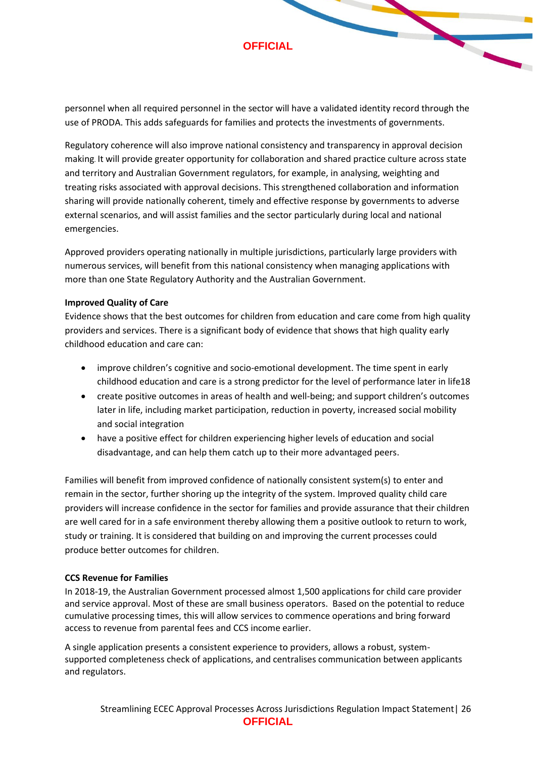personnel when all required personnel in the sector will have a validated identity record through the use of PRODA. This adds safeguards for families and protects the investments of governments.

Regulatory coherence will also improve national consistency and transparency in approval decision making. It will provide greater opportunity for collaboration and shared practice culture across state and territory and Australian Government regulators, for example, in analysing, weighting and treating risks associated with approval decisions. This strengthened collaboration and information sharing will provide nationally coherent, timely and effective response by governments to adverse external scenarios, and will assist families and the sector particularly during local and national emergencies.

Approved providers operating nationally in multiple jurisdictions, particularly large providers with numerous services, will benefit from this national consistency when managing applications with more than one State Regulatory Authority and the Australian Government.

**Improved Quality of Care**

Evidence shows that the best outcomes for children from education and care come from high quality providers and services. There is a significant body of evidence that shows that high quality early childhood education and care can:

- improve children's cognitive and socio-emotional development. The time spent in early childhood education and care is a strong predictor for the level of performance later in life18
- create positive outcomes in areas of health and well-being; and support children's outcomes later in life, including market participation, reduction in poverty, increased social mobility and social integration
- have a positive effect for children experiencing higher levels of education and social disadvantage, and can help them catch up to their more advantaged peers.

Families will benefit from improved confidence of nationally consistent system(s) to enter and remain in the sector, further shoring up the integrity of the system. Improved quality child care providers will increase confidence in the sector for families and provide assurance that their children are well cared for in a safe environment thereby allowing them a positive outlook to return to work, study or training. It is considered that building on and improving the current processes could produce better outcomes for children.

**CCS Revenue for Families**

In 2018-19, the Australian Government processed almost 1,500 applications for child care provider and service approval. Most of these are small business operators. Based on the potential to reduce cumulative processing times, this will allow services to commence operations and bring forward access to revenue from parental fees and CCS income earlier.

A single application presents a consistent experience to providers, allows a robust, system-supported completeness check of applications, and centralises communication between applicants and regulators.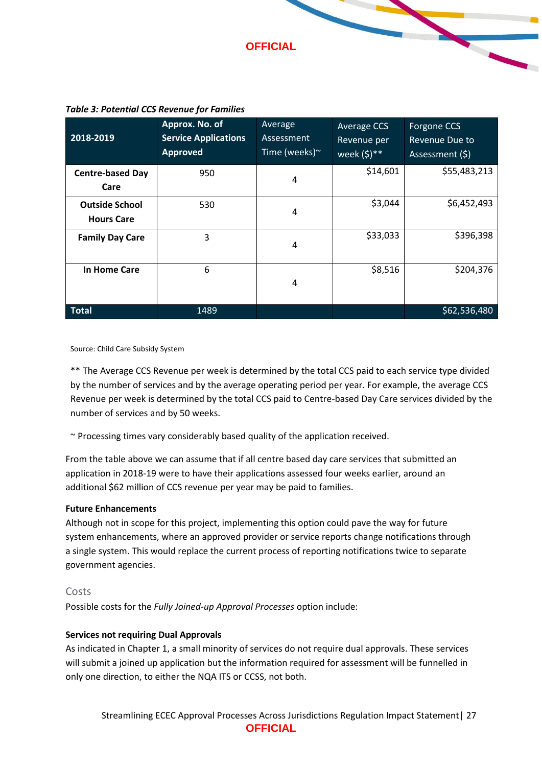*Table 3: Potential CCS Revenue for Families*

| 2018-2019 | Approx. No. of Service Applications Approved | Average Assessment Time (weeks)~ | Average CCS Revenue per week ($)** | Forgone CCS Revenue Due to Assessment ($) |
|---|---|---|---|---|
| **Centre-based Day Care** | 950 | 4 | $14,601 | $55,483,213 |
| **Outside School Hours Care** | 530 | 4 | $3,044 | $6,452,493 |
| **Family Day Care** | 3 | 4 | $33,033 | $396,398 |
| **In Home Care** | 6 | 4 | $8,516 | $204,376 |
| **Total** | 1489 | | | $62,536,480 |

Source: Child Care Subsidy System

** The Average CCS Revenue per week is determined by the total CCS paid to each service type divided by the number of services and by the average operating period per year. For example, the average CCS Revenue per week is determined by the total CCS paid to Centre-based Day Care services divided by the number of services and by 50 weeks.

~ Processing times vary considerably based quality of the application received.

From the table above we can assume that if all centre based day care services that submitted an application in 2018-19 were to have their applications assessed four weeks earlier, around an additional $62 million of CCS revenue per year may be paid to families.

**Future Enhancements**

Although not in scope for this project, implementing this option could pave the way for future system enhancements, where an approved provider or service reports change notifications through a single system. This would replace the current process of reporting notifications twice to separate government agencies.

### Costs

Possible costs for the *Fully Joined-up Approval Processes* option include:

**Services not requiring Dual Approvals**

As indicated in Chapter 1, a small minority of services do not require dual approvals. These services will submit a joined up application but the information required for assessment will be funnelled in only one direction, to either the NQA ITS or CCSS, not both.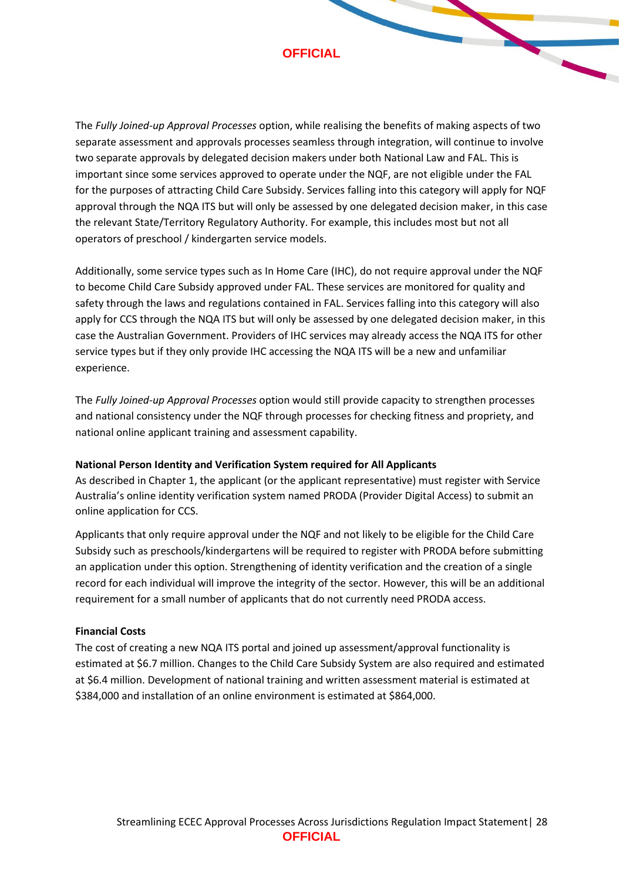The *Fully Joined-up Approval Processes* option, while realising the benefits of making aspects of two separate assessment and approvals processes seamless through integration, will continue to involve two separate approvals by delegated decision makers under both National Law and FAL. This is important since some services approved to operate under the NQF, are not eligible under the FAL for the purposes of attracting Child Care Subsidy. Services falling into this category will apply for NQF approval through the NQA ITS but will only be assessed by one delegated decision maker, in this case the relevant State/Territory Regulatory Authority. For example, this includes most but not all operators of preschool / kindergarten service models.

Additionally, some service types such as In Home Care (IHC), do not require approval under the NQF to become Child Care Subsidy approved under FAL. These services are monitored for quality and safety through the laws and regulations contained in FAL. Services falling into this category will also apply for CCS through the NQA ITS but will only be assessed by one delegated decision maker, in this case the Australian Government. Providers of IHC services may already access the NQA ITS for other service types but if they only provide IHC accessing the NQA ITS will be a new and unfamiliar experience.

The *Fully Joined-up Approval Processes* option would still provide capacity to strengthen processes and national consistency under the NQF through processes for checking fitness and propriety, and national online applicant training and assessment capability.

**National Person Identity and Verification System required for All Applicants**

As described in Chapter 1, the applicant (or the applicant representative) must register with Service Australia's online identity verification system named PRODA (Provider Digital Access) to submit an online application for CCS.

Applicants that only require approval under the NQF and not likely to be eligible for the Child Care Subsidy such as preschools/kindergartens will be required to register with PRODA before submitting an application under this option. Strengthening of identity verification and the creation of a single record for each individual will improve the integrity of the sector. However, this will be an additional requirement for a small number of applicants that do not currently need PRODA access.

**Financial Costs**

The cost of creating a new NQA ITS portal and joined up assessment/approval functionality is estimated at $6.7 million. Changes to the Child Care Subsidy System are also required and estimated at $6.4 million. Development of national training and written assessment material is estimated at $384,000 and installation of an online environment is estimated at $864,000.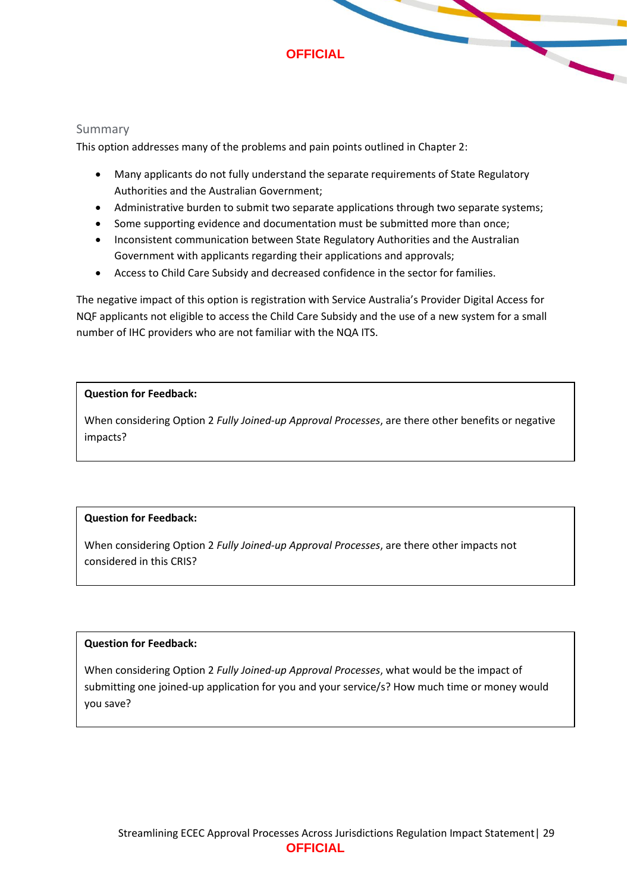### Summary

This option addresses many of the problems and pain points outlined in Chapter 2:

- Many applicants do not fully understand the separate requirements of State Regulatory Authorities and the Australian Government;
- Administrative burden to submit two separate applications through two separate systems;
- Some supporting evidence and documentation must be submitted more than once;
- Inconsistent communication between State Regulatory Authorities and the Australian Government with applicants regarding their applications and approvals;
- Access to Child Care Subsidy and decreased confidence in the sector for families.

The negative impact of this option is registration with Service Australia's Provider Digital Access for NQF applicants not eligible to access the Child Care Subsidy and the use of a new system for a small number of IHC providers who are not familiar with the NQA ITS.

> **Question for Feedback:**
>
> When considering Option 2 *Fully Joined-up Approval Processes*, are there other benefits or negative impacts?

> **Question for Feedback:**
>
> When considering Option 2 *Fully Joined-up Approval Processes*, are there other impacts not considered in this CRIS?

> **Question for Feedback:**
>
> When considering Option 2 *Fully Joined-up Approval Processes*, what would be the impact of submitting one joined-up application for you and your service/s? How much time or money would you save?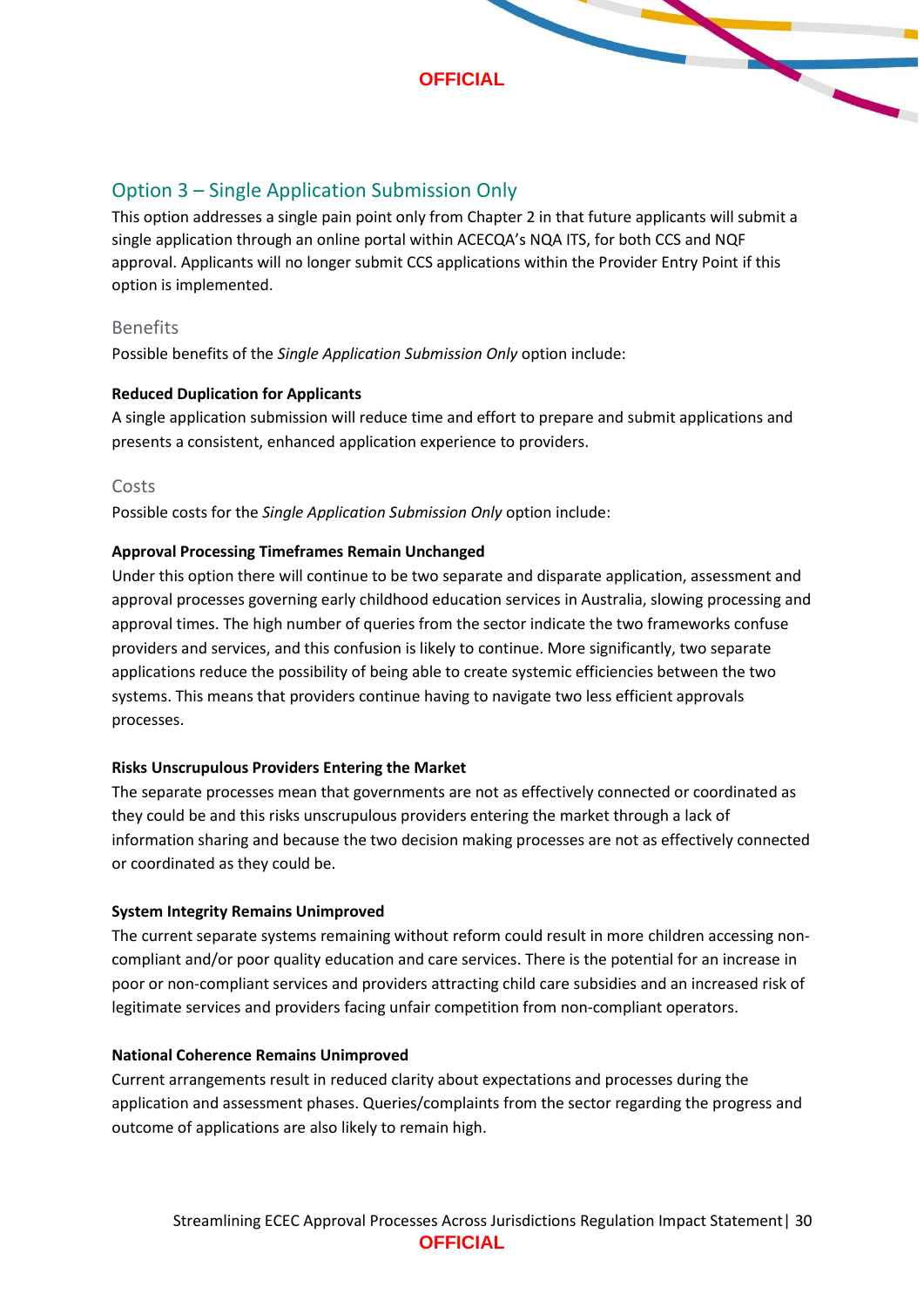## Option 3 – Single Application Submission Only

This option addresses a single pain point only from Chapter 2 in that future applicants will submit a single application through an online portal within ACECQA's NQA ITS, for both CCS and NQF approval. Applicants will no longer submit CCS applications within the Provider Entry Point if this option is implemented.

### Benefits

Possible benefits of the *Single Application Submission Only* option include:

**Reduced Duplication for Applicants**

A single application submission will reduce time and effort to prepare and submit applications and presents a consistent, enhanced application experience to providers.

### Costs

Possible costs for the *Single Application Submission Only* option include:

**Approval Processing Timeframes Remain Unchanged**

Under this option there will continue to be two separate and disparate application, assessment and approval processes governing early childhood education services in Australia, slowing processing and approval times. The high number of queries from the sector indicate the two frameworks confuse providers and services, and this confusion is likely to continue. More significantly, two separate applications reduce the possibility of being able to create systemic efficiencies between the two systems. This means that providers continue having to navigate two less efficient approvals processes.

**Risks Unscrupulous Providers Entering the Market**

The separate processes mean that governments are not as effectively connected or coordinated as they could be and this risks unscrupulous providers entering the market through a lack of information sharing and because the two decision making processes are not as effectively connected or coordinated as they could be.

**System Integrity Remains Unimproved**

The current separate systems remaining without reform could result in more children accessing non-compliant and/or poor quality education and care services. There is the potential for an increase in poor or non-compliant services and providers attracting child care subsidies and an increased risk of legitimate services and providers facing unfair competition from non-compliant operators.

**National Coherence Remains Unimproved**

Current arrangements result in reduced clarity about expectations and processes during the application and assessment phases. Queries/complaints from the sector regarding the progress and outcome of applications are also likely to remain high.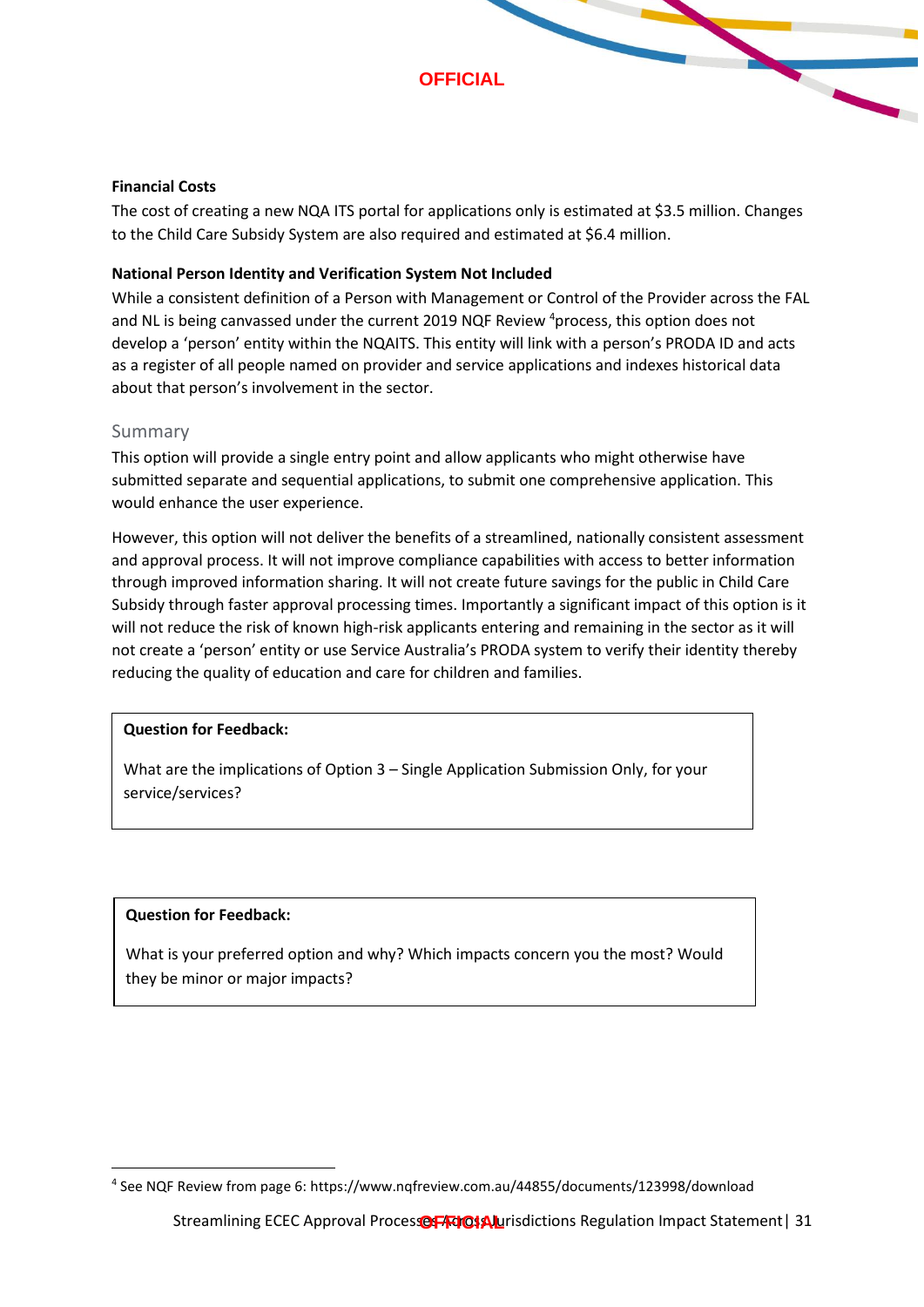**Financial Costs**

The cost of creating a new NQA ITS portal for applications only is estimated at $3.5 million. Changes to the Child Care Subsidy System are also required and estimated at $6.4 million.

**National Person Identity and Verification System Not Included**

While a consistent definition of a Person with Management or Control of the Provider across the FAL and NL is being canvassed under the current 2019 NQF Review [4]process, this option does not develop a 'person' entity within the NQAITS. This entity will link with a person's PRODA ID and acts as a register of all people named on provider and service applications and indexes historical data about that person's involvement in the sector.

### Summary

This option will provide a single entry point and allow applicants who might otherwise have submitted separate and sequential applications, to submit one comprehensive application. This would enhance the user experience.

However, this option will not deliver the benefits of a streamlined, nationally consistent assessment and approval process. It will not improve compliance capabilities with access to better information through improved information sharing. It will not create future savings for the public in Child Care Subsidy through faster approval processing times. Importantly a significant impact of this option is it will not reduce the risk of known high-risk applicants entering and remaining in the sector as it will not create a 'person' entity or use Service Australia's PRODA system to verify their identity thereby reducing the quality of education and care for children and families.

> **Question for Feedback:**
>
> What are the implications of Option 3 – Single Application Submission Only, for your service/services?

> **Question for Feedback:**
>
> What is your preferred option and why? Which impacts concern you the most? Would they be minor or major impacts?

[4] See NQF Review from page 6: https://www.nqfreview.com.au/44855/documents/123998/download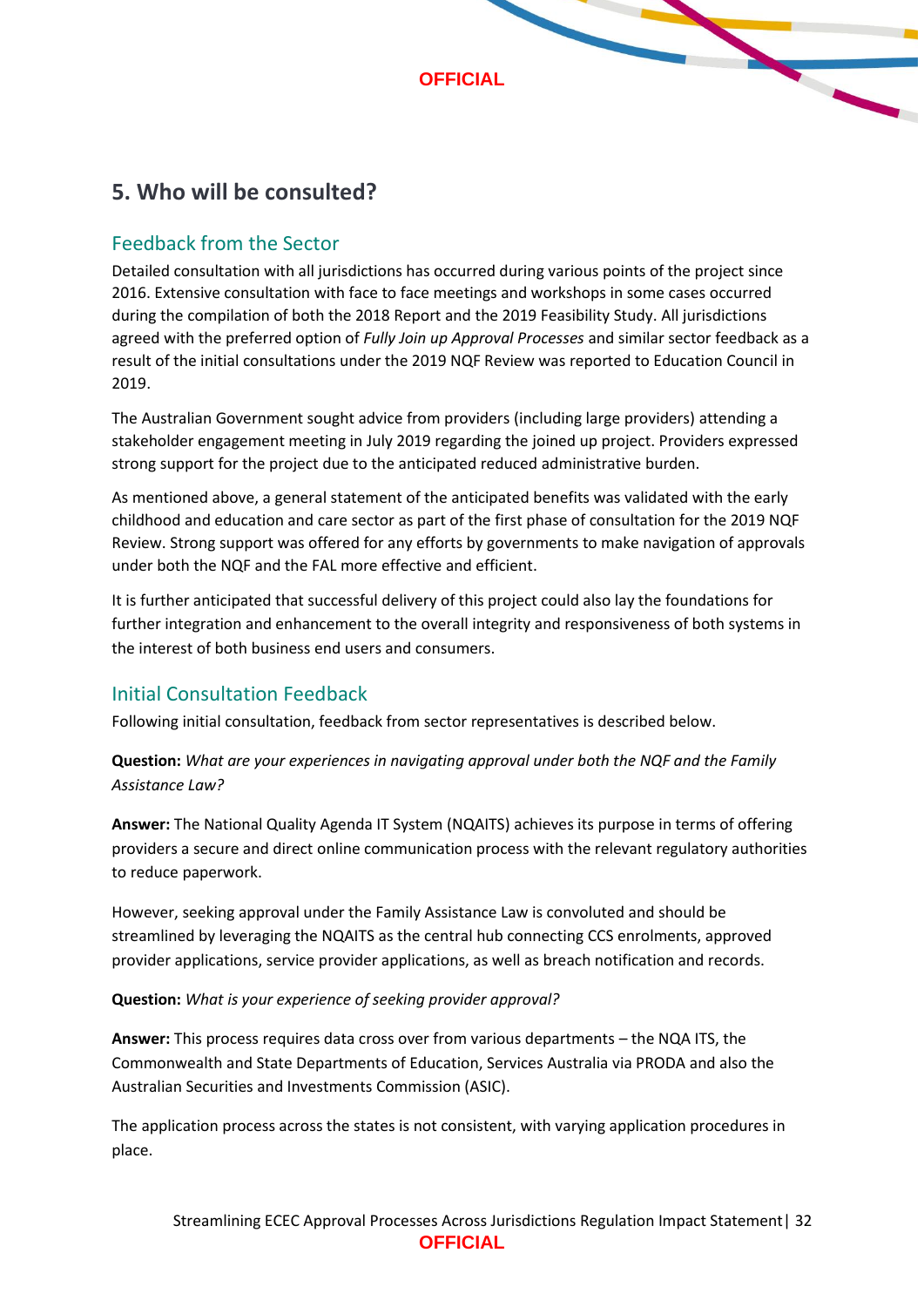## 5. Who will be consulted?

### Feedback from the Sector

Detailed consultation with all jurisdictions has occurred during various points of the project since 2016. Extensive consultation with face to face meetings and workshops in some cases occurred during the compilation of both the 2018 Report and the 2019 Feasibility Study. All jurisdictions agreed with the preferred option of *Fully Join up Approval Processes* and similar sector feedback as a result of the initial consultations under the 2019 NQF Review was reported to Education Council in 2019.

The Australian Government sought advice from providers (including large providers) attending a stakeholder engagement meeting in July 2019 regarding the joined up project. Providers expressed strong support for the project due to the anticipated reduced administrative burden.

As mentioned above, a general statement of the anticipated benefits was validated with the early childhood and education and care sector as part of the first phase of consultation for the 2019 NQF Review. Strong support was offered for any efforts by governments to make navigation of approvals under both the NQF and the FAL more effective and efficient.

It is further anticipated that successful delivery of this project could also lay the foundations for further integration and enhancement to the overall integrity and responsiveness of both systems in the interest of both business end users and consumers.

### Initial Consultation Feedback

Following initial consultation, feedback from sector representatives is described below.

**Question:** *What are your experiences in navigating approval under both the NQF and the Family Assistance Law?*

**Answer:** The National Quality Agenda IT System (NQAITS) achieves its purpose in terms of offering providers a secure and direct online communication process with the relevant regulatory authorities to reduce paperwork.

However, seeking approval under the Family Assistance Law is convoluted and should be streamlined by leveraging the NQAITS as the central hub connecting CCS enrolments, approved provider applications, service provider applications, as well as breach notification and records.

**Question:** *What is your experience of seeking provider approval?*

**Answer:** This process requires data cross over from various departments – the NQA ITS, the Commonwealth and State Departments of Education, Services Australia via PRODA and also the Australian Securities and Investments Commission (ASIC).

The application process across the states is not consistent, with varying application procedures in place.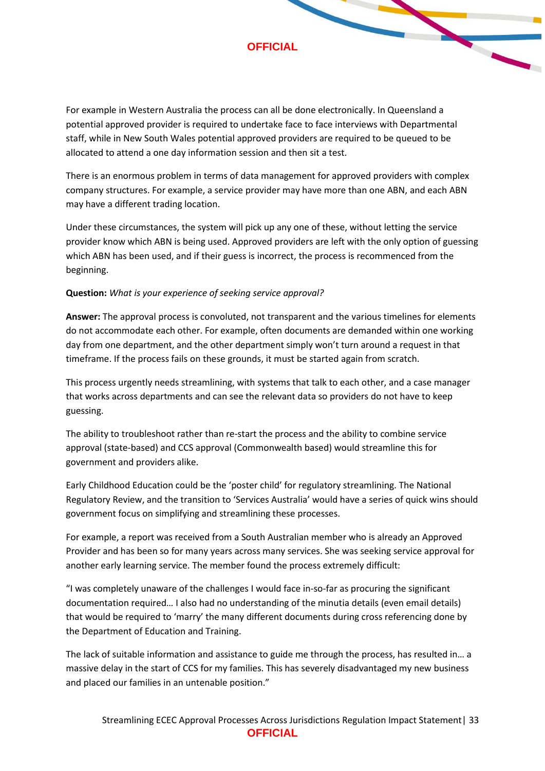For example in Western Australia the process can all be done electronically. In Queensland a potential approved provider is required to undertake face to face interviews with Departmental staff, while in New South Wales potential approved providers are required to be queued to be allocated to attend a one day information session and then sit a test.

There is an enormous problem in terms of data management for approved providers with complex company structures. For example, a service provider may have more than one ABN, and each ABN may have a different trading location.

Under these circumstances, the system will pick up any one of these, without letting the service provider know which ABN is being used. Approved providers are left with the only option of guessing which ABN has been used, and if their guess is incorrect, the process is recommenced from the beginning.

**Question:** *What is your experience of seeking service approval?*

**Answer:** The approval process is convoluted, not transparent and the various timelines for elements do not accommodate each other. For example, often documents are demanded within one working day from one department, and the other department simply won't turn around a request in that timeframe. If the process fails on these grounds, it must be started again from scratch.

This process urgently needs streamlining, with systems that talk to each other, and a case manager that works across departments and can see the relevant data so providers do not have to keep guessing.

The ability to troubleshoot rather than re-start the process and the ability to combine service approval (state-based) and CCS approval (Commonwealth based) would streamline this for government and providers alike.

Early Childhood Education could be the 'poster child' for regulatory streamlining. The National Regulatory Review, and the transition to 'Services Australia' would have a series of quick wins should government focus on simplifying and streamlining these processes.

For example, a report was received from a South Australian member who is already an Approved Provider and has been so for many years across many services. She was seeking service approval for another early learning service. The member found the process extremely difficult:

"I was completely unaware of the challenges I would face in-so-far as procuring the significant documentation required… I also had no understanding of the minutia details (even email details) that would be required to 'marry' the many different documents during cross referencing done by the Department of Education and Training.

The lack of suitable information and assistance to guide me through the process, has resulted in… a massive delay in the start of CCS for my families. This has severely disadvantaged my new business and placed our families in an untenable position."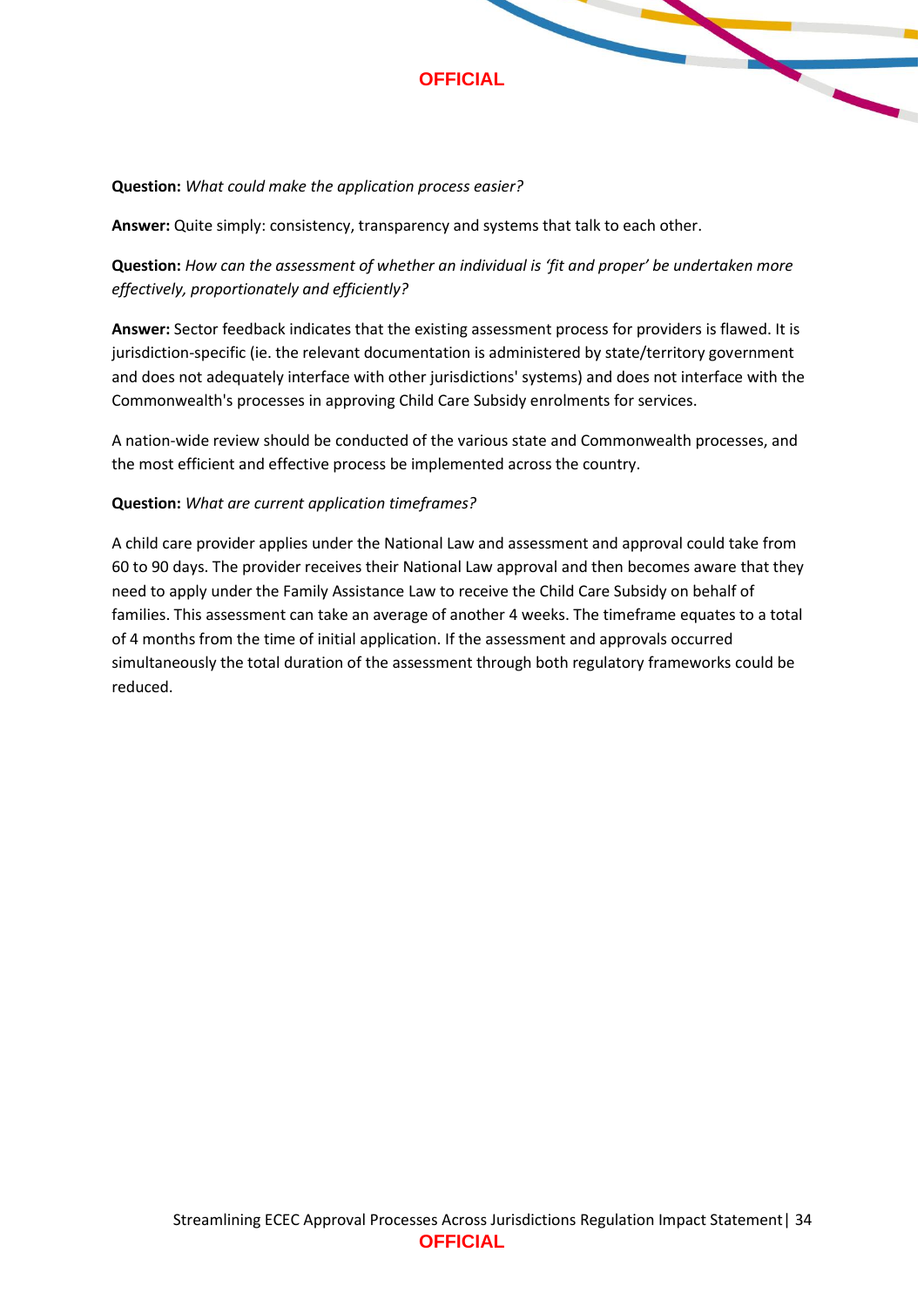**Question:** *What could make the application process easier?*

**Answer:** Quite simply: consistency, transparency and systems that talk to each other.

**Question:** *How can the assessment of whether an individual is 'fit and proper' be undertaken more effectively, proportionately and efficiently?*

**Answer:** Sector feedback indicates that the existing assessment process for providers is flawed. It is jurisdiction-specific (ie. the relevant documentation is administered by state/territory government and does not adequately interface with other jurisdictions' systems) and does not interface with the Commonwealth's processes in approving Child Care Subsidy enrolments for services.

A nation-wide review should be conducted of the various state and Commonwealth processes, and the most efficient and effective process be implemented across the country.

**Question:** *What are current application timeframes?*

A child care provider applies under the National Law and assessment and approval could take from 60 to 90 days. The provider receives their National Law approval and then becomes aware that they need to apply under the Family Assistance Law to receive the Child Care Subsidy on behalf of families. This assessment can take an average of another 4 weeks. The timeframe equates to a total of 4 months from the time of initial application. If the assessment and approvals occurred simultaneously the total duration of the assessment through both regulatory frameworks could be reduced.